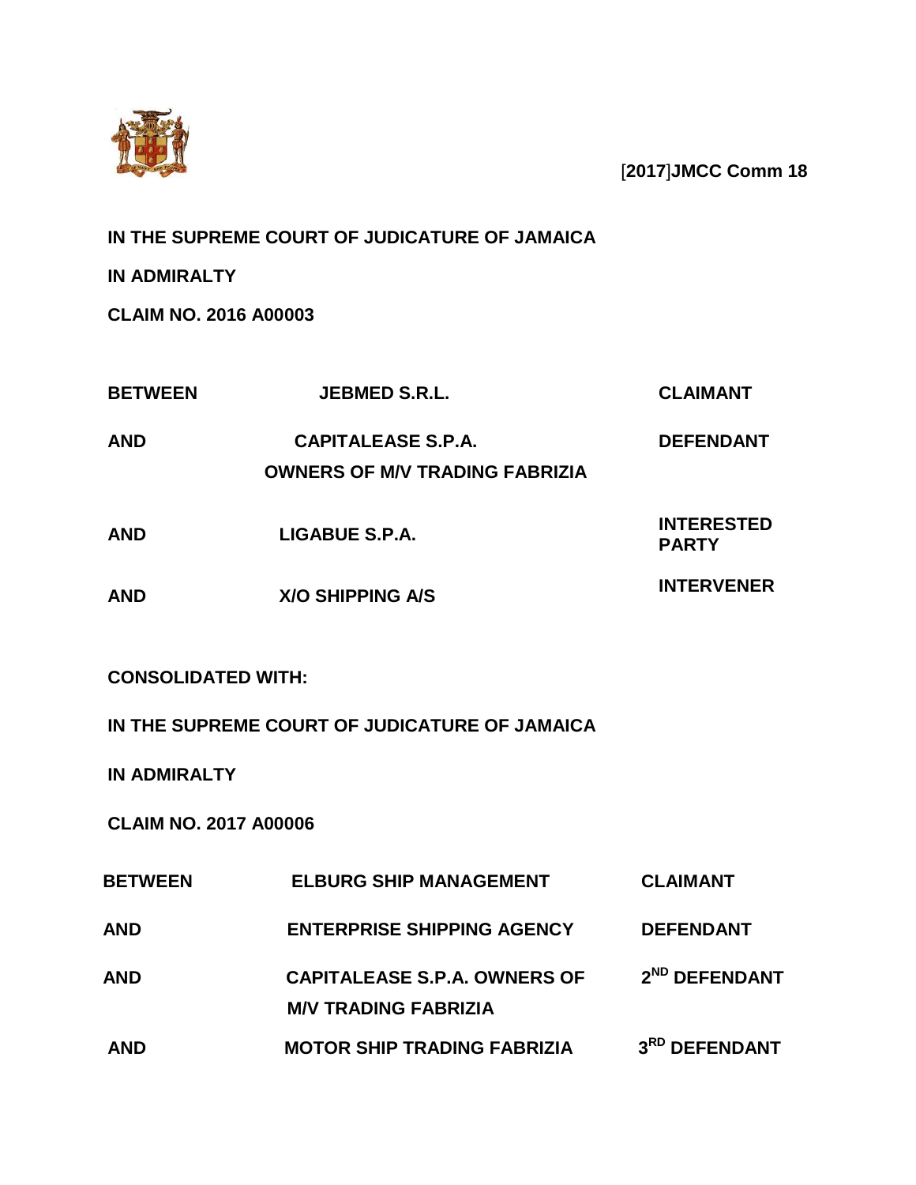[2017]JMCC Comm 18

**IN THE SUPREME COURT OF JUDICATURE OF JAMAICA**

**IN ADMIRALTY**

**CLAIM NO. 2016 A00003**

| | | |
|---|---|---|
| **BETWEEN** | **JEBMED S.R.L.** | **CLAIMANT** |
| **AND** | **CAPITALEASE S.P.A.**<br>**OWNERS OF M/V TRADING FABRIZIA** | **DEFENDANT** |
| **AND** | **LIGABUE S.P.A.** | **INTERESTED PARTY** |
| **AND** | **X/O SHIPPING A/S** | **INTERVENER** |

**CONSOLIDATED WITH:**

**IN THE SUPREME COURT OF JUDICATURE OF JAMAICA**

**IN ADMIRALTY**

**CLAIM NO. 2017 A00006**

| | | |
|---|---|---|
| **BETWEEN** | **ELBURG SHIP MANAGEMENT** | **CLAIMANT** |
| **AND** | **ENTERPRISE SHIPPING AGENCY** | **DEFENDANT** |
| **AND** | **CAPITALEASE S.P.A. OWNERS OF M/V TRADING FABRIZIA** | **2ND DEFENDANT** |
| **AND** | **MOTOR SHIP TRADING FABRIZIA** | **3RD DEFENDANT** |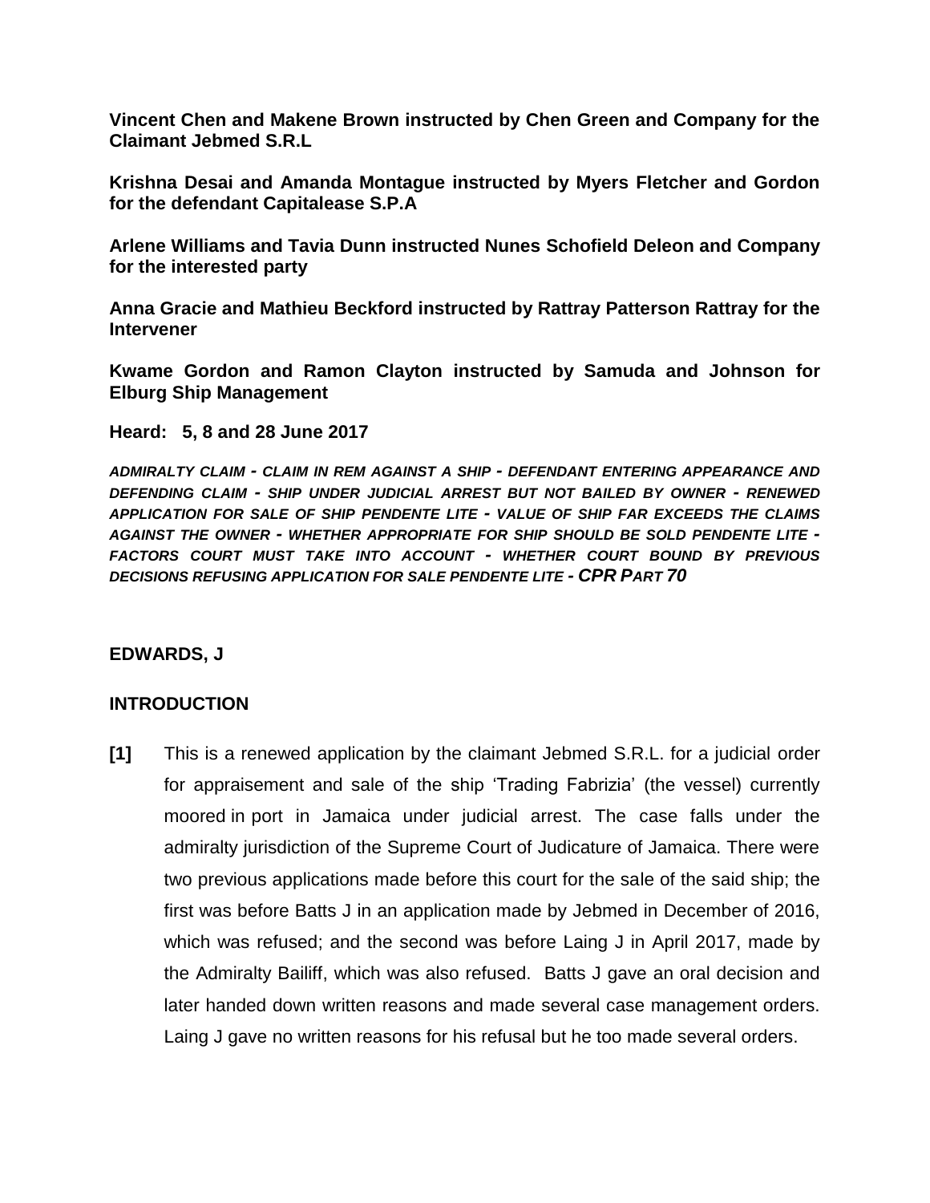**Vincent Chen and Makene Brown instructed by Chen Green and Company for the Claimant Jebmed S.R.L**

**Krishna Desai and Amanda Montague instructed by Myers Fletcher and Gordon for the defendant Capitalease S.P.A**

**Arlene Williams and Tavia Dunn instructed Nunes Schofield Deleon and Company for the interested party**

**Anna Gracie and Mathieu Beckford instructed by Rattray Patterson Rattray for the Intervener**

**Kwame Gordon and Ramon Clayton instructed by Samuda and Johnson for Elburg Ship Management**

**Heard: 5, 8 and 28 June 2017**

***ADMIRALTY CLAIM - CLAIM IN REM AGAINST A SHIP - DEFENDANT ENTERING APPEARANCE AND DEFENDING CLAIM - SHIP UNDER JUDICIAL ARREST BUT NOT BAILED BY OWNER - RENEWED APPLICATION FOR SALE OF SHIP PENDENTE LITE - VALUE OF SHIP FAR EXCEEDS THE CLAIMS AGAINST THE OWNER - WHETHER APPROPRIATE FOR SHIP SHOULD BE SOLD PENDENTE LITE - FACTORS COURT MUST TAKE INTO ACCOUNT - WHETHER COURT BOUND BY PREVIOUS DECISIONS REFUSING APPLICATION FOR SALE PENDENTE LITE - CPR PART 70***

**EDWARDS, J**

## INTRODUCTION

**[1]** This is a renewed application by the claimant Jebmed S.R.L. for a judicial order for appraisement and sale of the ship 'Trading Fabrizia' (the vessel) currently moored in port in Jamaica under judicial arrest. The case falls under the admiralty jurisdiction of the Supreme Court of Judicature of Jamaica. There were two previous applications made before this court for the sale of the said ship; the first was before Batts J in an application made by Jebmed in December of 2016, which was refused; and the second was before Laing J in April 2017, made by the Admiralty Bailiff, which was also refused. Batts J gave an oral decision and later handed down written reasons and made several case management orders. Laing J gave no written reasons for his refusal but he too made several orders.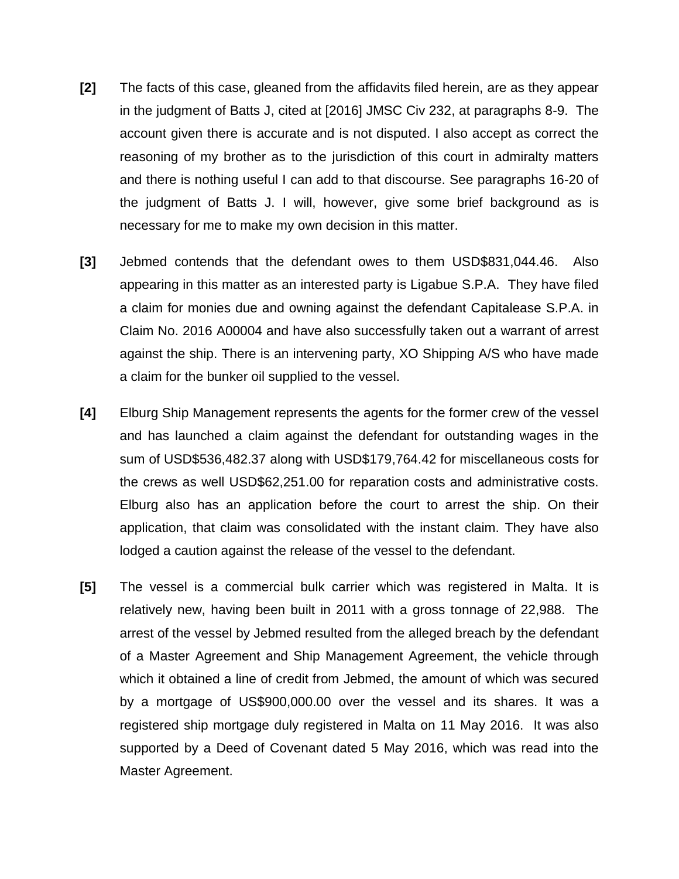**[2]** The facts of this case, gleaned from the affidavits filed herein, are as they appear in the judgment of Batts J, cited at [2016] JMSC Civ 232, at paragraphs 8-9. The account given there is accurate and is not disputed. I also accept as correct the reasoning of my brother as to the jurisdiction of this court in admiralty matters and there is nothing useful I can add to that discourse. See paragraphs 16-20 of the judgment of Batts J. I will, however, give some brief background as is necessary for me to make my own decision in this matter.

**[3]** Jebmed contends that the defendant owes to them USD$831,044.46. Also appearing in this matter as an interested party is Ligabue S.P.A. They have filed a claim for monies due and owning against the defendant Capitalease S.P.A. in Claim No. 2016 A00004 and have also successfully taken out a warrant of arrest against the ship. There is an intervening party, XO Shipping A/S who have made a claim for the bunker oil supplied to the vessel.

**[4]** Elburg Ship Management represents the agents for the former crew of the vessel and has launched a claim against the defendant for outstanding wages in the sum of USD$536,482.37 along with USD$179,764.42 for miscellaneous costs for the crews as well USD$62,251.00 for reparation costs and administrative costs. Elburg also has an application before the court to arrest the ship. On their application, that claim was consolidated with the instant claim. They have also lodged a caution against the release of the vessel to the defendant.

**[5]** The vessel is a commercial bulk carrier which was registered in Malta. It is relatively new, having been built in 2011 with a gross tonnage of 22,988. The arrest of the vessel by Jebmed resulted from the alleged breach by the defendant of a Master Agreement and Ship Management Agreement, the vehicle through which it obtained a line of credit from Jebmed, the amount of which was secured by a mortgage of US$900,000.00 over the vessel and its shares. It was a registered ship mortgage duly registered in Malta on 11 May 2016. It was also supported by a Deed of Covenant dated 5 May 2016, which was read into the Master Agreement.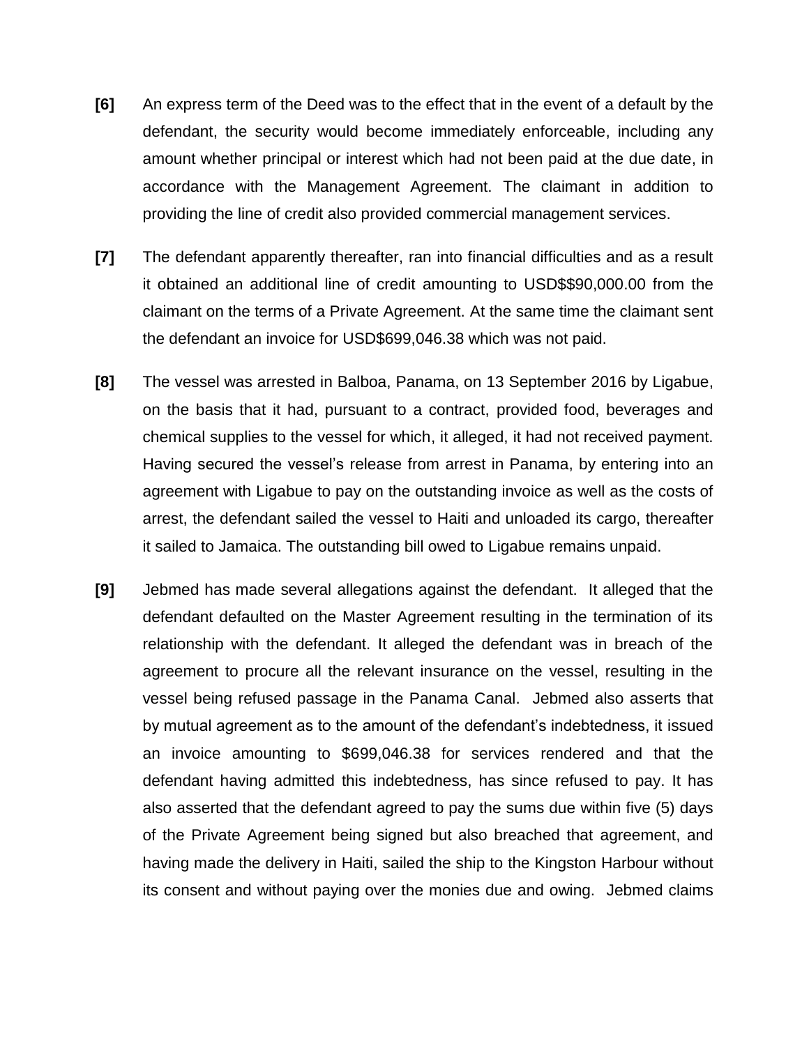**[6]** An express term of the Deed was to the effect that in the event of a default by the defendant, the security would become immediately enforceable, including any amount whether principal or interest which had not been paid at the due date, in accordance with the Management Agreement. The claimant in addition to providing the line of credit also provided commercial management services.

**[7]** The defendant apparently thereafter, ran into financial difficulties and as a result it obtained an additional line of credit amounting to USD$$90,000.00 from the claimant on the terms of a Private Agreement. At the same time the claimant sent the defendant an invoice for USD$699,046.38 which was not paid.

**[8]** The vessel was arrested in Balboa, Panama, on 13 September 2016 by Ligabue, on the basis that it had, pursuant to a contract, provided food, beverages and chemical supplies to the vessel for which, it alleged, it had not received payment. Having secured the vessel's release from arrest in Panama, by entering into an agreement with Ligabue to pay on the outstanding invoice as well as the costs of arrest, the defendant sailed the vessel to Haiti and unloaded its cargo, thereafter it sailed to Jamaica. The outstanding bill owed to Ligabue remains unpaid.

**[9]** Jebmed has made several allegations against the defendant. It alleged that the defendant defaulted on the Master Agreement resulting in the termination of its relationship with the defendant. It alleged the defendant was in breach of the agreement to procure all the relevant insurance on the vessel, resulting in the vessel being refused passage in the Panama Canal. Jebmed also asserts that by mutual agreement as to the amount of the defendant's indebtedness, it issued an invoice amounting to $699,046.38 for services rendered and that the defendant having admitted this indebtedness, has since refused to pay. It has also asserted that the defendant agreed to pay the sums due within five (5) days of the Private Agreement being signed but also breached that agreement, and having made the delivery in Haiti, sailed the ship to the Kingston Harbour without its consent and without paying over the monies due and owing. Jebmed claims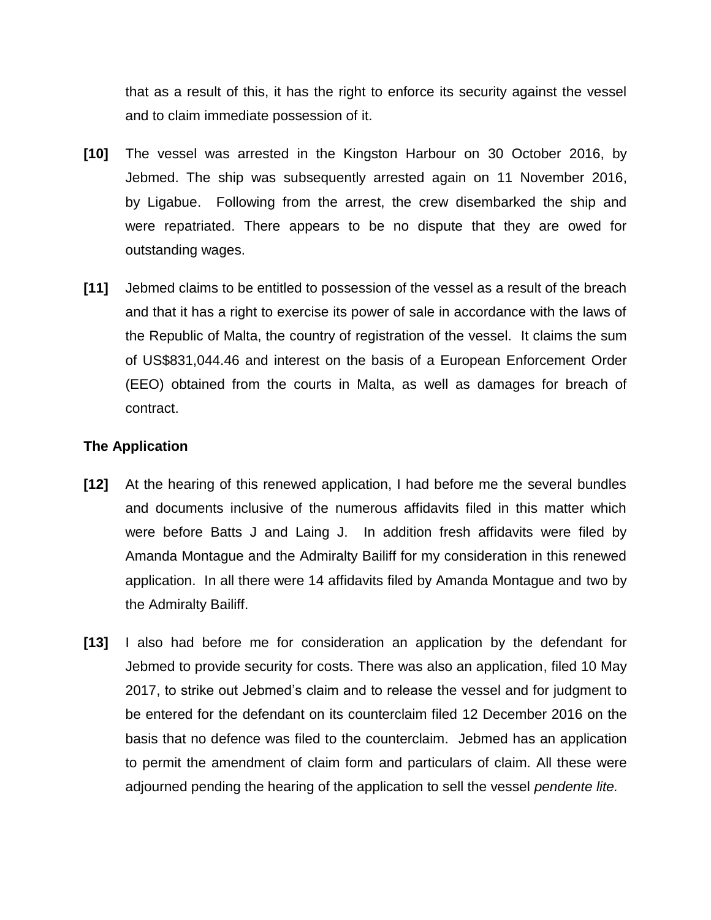that as a result of this, it has the right to enforce its security against the vessel and to claim immediate possession of it.

**[10]** The vessel was arrested in the Kingston Harbour on 30 October 2016, by Jebmed. The ship was subsequently arrested again on 11 November 2016, by Ligabue. Following from the arrest, the crew disembarked the ship and were repatriated. There appears to be no dispute that they are owed for outstanding wages.

**[11]** Jebmed claims to be entitled to possession of the vessel as a result of the breach and that it has a right to exercise its power of sale in accordance with the laws of the Republic of Malta, the country of registration of the vessel. It claims the sum of US$831,044.46 and interest on the basis of a European Enforcement Order (EEO) obtained from the courts in Malta, as well as damages for breach of contract.

### The Application

**[12]** At the hearing of this renewed application, I had before me the several bundles and documents inclusive of the numerous affidavits filed in this matter which were before Batts J and Laing J. In addition fresh affidavits were filed by Amanda Montague and the Admiralty Bailiff for my consideration in this renewed application. In all there were 14 affidavits filed by Amanda Montague and two by the Admiralty Bailiff.

**[13]** I also had before me for consideration an application by the defendant for Jebmed to provide security for costs. There was also an application, filed 10 May 2017, to strike out Jebmed's claim and to release the vessel and for judgment to be entered for the defendant on its counterclaim filed 12 December 2016 on the basis that no defence was filed to the counterclaim. Jebmed has an application to permit the amendment of claim form and particulars of claim. All these were adjourned pending the hearing of the application to sell the vessel *pendente lite.*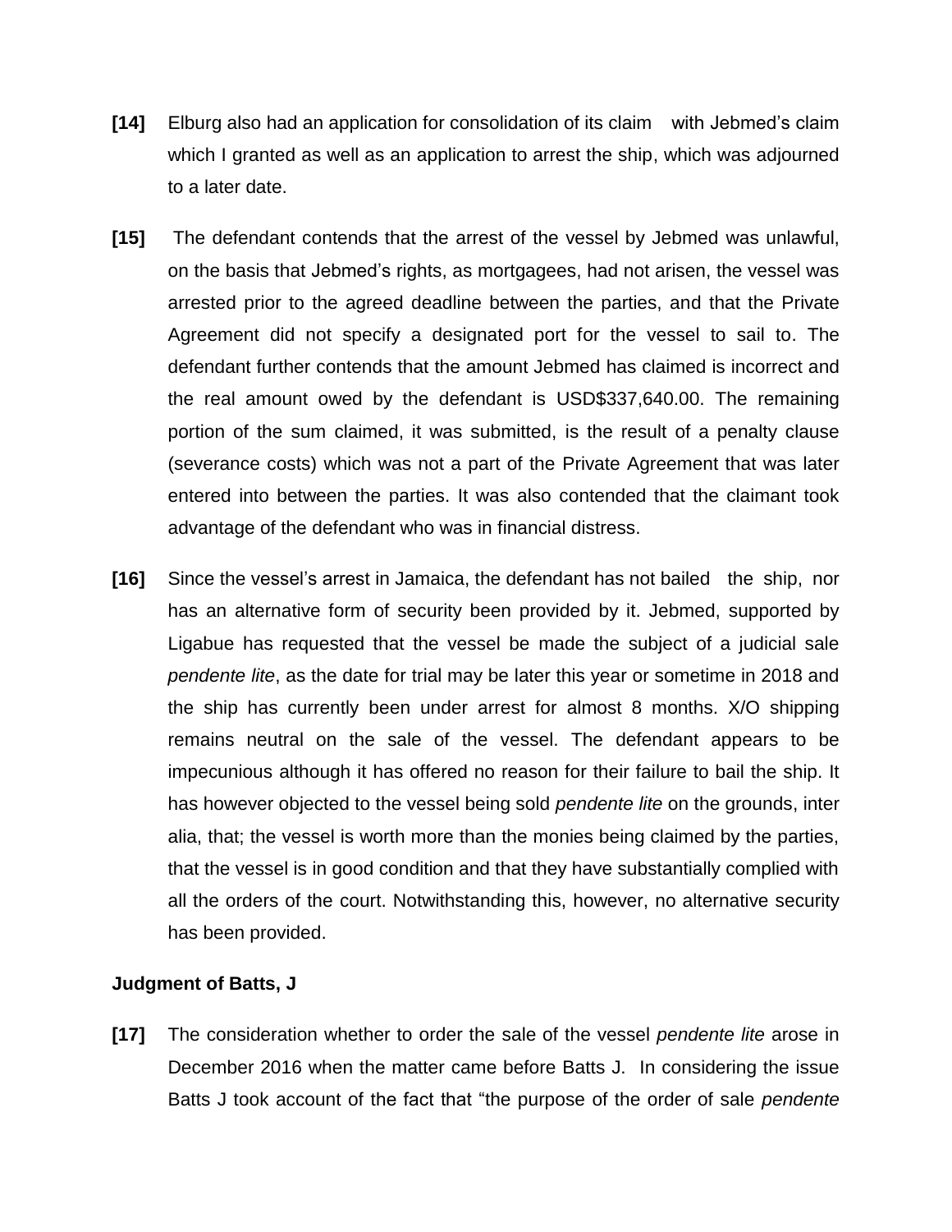**[14]** Elburg also had an application for consolidation of its claim with Jebmed's claim which I granted as well as an application to arrest the ship, which was adjourned to a later date.

**[15]** The defendant contends that the arrest of the vessel by Jebmed was unlawful, on the basis that Jebmed's rights, as mortgagees, had not arisen, the vessel was arrested prior to the agreed deadline between the parties, and that the Private Agreement did not specify a designated port for the vessel to sail to. The defendant further contends that the amount Jebmed has claimed is incorrect and the real amount owed by the defendant is USD$337,640.00. The remaining portion of the sum claimed, it was submitted, is the result of a penalty clause (severance costs) which was not a part of the Private Agreement that was later entered into between the parties. It was also contended that the claimant took advantage of the defendant who was in financial distress.

**[16]** Since the vessel's arrest in Jamaica, the defendant has not bailed the ship, nor has an alternative form of security been provided by it. Jebmed, supported by Ligabue has requested that the vessel be made the subject of a judicial sale *pendente lite*, as the date for trial may be later this year or sometime in 2018 and the ship has currently been under arrest for almost 8 months. X/O shipping remains neutral on the sale of the vessel. The defendant appears to be impecunious although it has offered no reason for their failure to bail the ship. It has however objected to the vessel being sold *pendente lite* on the grounds, inter alia, that; the vessel is worth more than the monies being claimed by the parties, that the vessel is in good condition and that they have substantially complied with all the orders of the court. Notwithstanding this, however, no alternative security has been provided.

**Judgment of Batts, J**

**[17]** The consideration whether to order the sale of the vessel *pendente lite* arose in December 2016 when the matter came before Batts J. In considering the issue Batts J took account of the fact that "the purpose of the order of sale *pendente*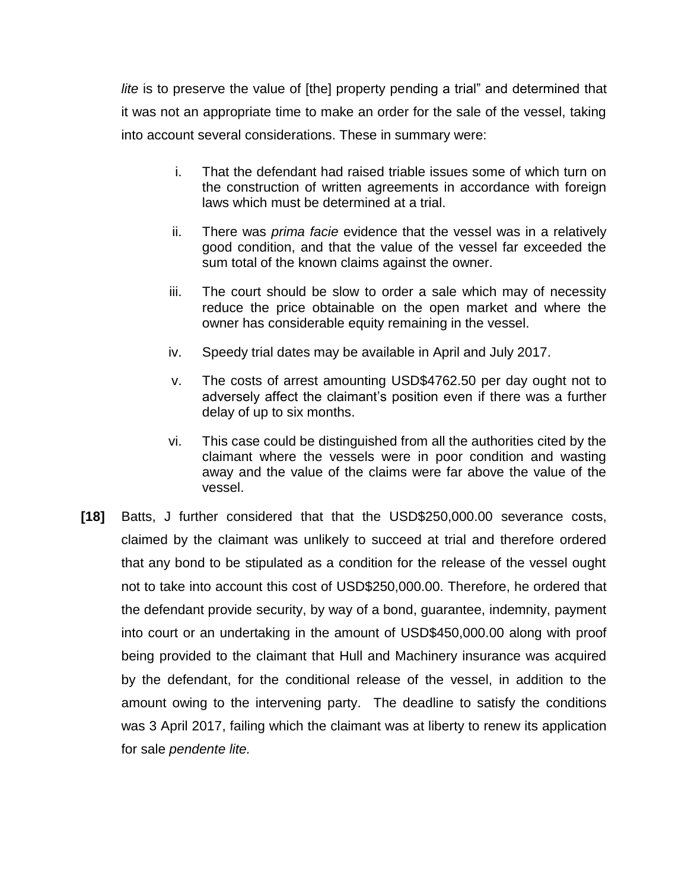*lite* is to preserve the value of [the] property pending a trial" and determined that it was not an appropriate time to make an order for the sale of the vessel, taking into account several considerations. These in summary were:

i. That the defendant had raised triable issues some of which turn on the construction of written agreements in accordance with foreign laws which must be determined at a trial.

ii. There was *prima facie* evidence that the vessel was in a relatively good condition, and that the value of the vessel far exceeded the sum total of the known claims against the owner.

iii. The court should be slow to order a sale which may of necessity reduce the price obtainable on the open market and where the owner has considerable equity remaining in the vessel.

iv. Speedy trial dates may be available in April and July 2017.

v. The costs of arrest amounting USD$4762.50 per day ought not to adversely affect the claimant's position even if there was a further delay of up to six months.

vi. This case could be distinguished from all the authorities cited by the claimant where the vessels were in poor condition and wasting away and the value of the claims were far above the value of the vessel.

**[18]** Batts, J further considered that that the USD$250,000.00 severance costs, claimed by the claimant was unlikely to succeed at trial and therefore ordered that any bond to be stipulated as a condition for the release of the vessel ought not to take into account this cost of USD$250,000.00. Therefore, he ordered that the defendant provide security, by way of a bond, guarantee, indemnity, payment into court or an undertaking in the amount of USD$450,000.00 along with proof being provided to the claimant that Hull and Machinery insurance was acquired by the defendant, for the conditional release of the vessel, in addition to the amount owing to the intervening party. The deadline to satisfy the conditions was 3 April 2017, failing which the claimant was at liberty to renew its application for sale *pendente lite.*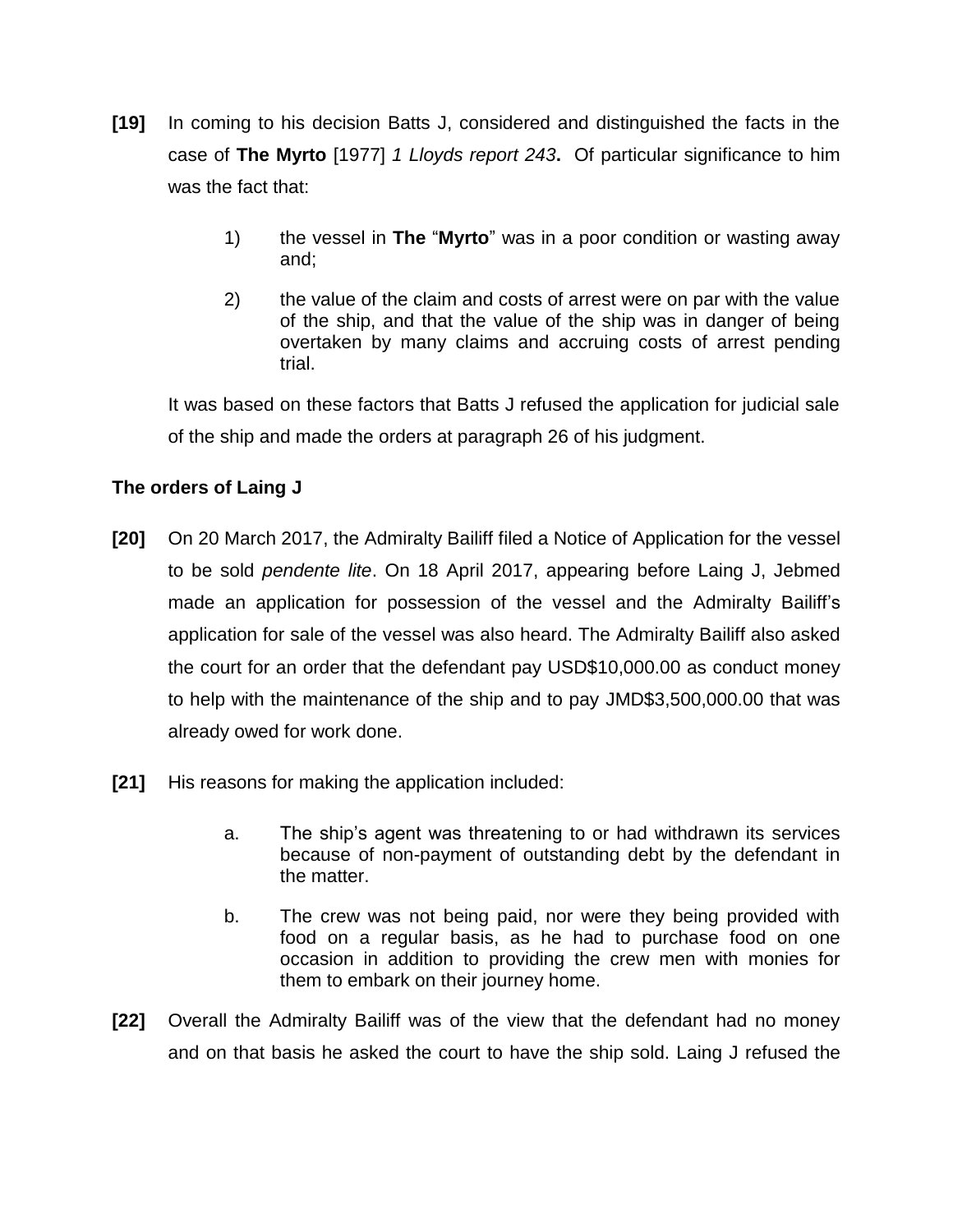**[19]** In coming to his decision Batts J, considered and distinguished the facts in the case of **The Myrto** [1977] *1 Lloyds report 243***.** Of particular significance to him was the fact that:

> 1) the vessel in **The** "**Myrto**" was in a poor condition or wasting away and;
>
> 2) the value of the claim and costs of arrest were on par with the value of the ship, and that the value of the ship was in danger of being overtaken by many claims and accruing costs of arrest pending trial.

It was based on these factors that Batts J refused the application for judicial sale of the ship and made the orders at paragraph 26 of his judgment.

**The orders of Laing J**

**[20]** On 20 March 2017, the Admiralty Bailiff filed a Notice of Application for the vessel to be sold *pendente lite*. On 18 April 2017, appearing before Laing J, Jebmed made an application for possession of the vessel and the Admiralty Bailiff's application for sale of the vessel was also heard. The Admiralty Bailiff also asked the court for an order that the defendant pay USD$10,000.00 as conduct money to help with the maintenance of the ship and to pay JMD$3,500,000.00 that was already owed for work done.

**[21]** His reasons for making the application included:

> a. The ship's agent was threatening to or had withdrawn its services because of non-payment of outstanding debt by the defendant in the matter.
>
> b. The crew was not being paid, nor were they being provided with food on a regular basis, as he had to purchase food on one occasion in addition to providing the crew men with monies for them to embark on their journey home.

**[22]** Overall the Admiralty Bailiff was of the view that the defendant had no money and on that basis he asked the court to have the ship sold. Laing J refused the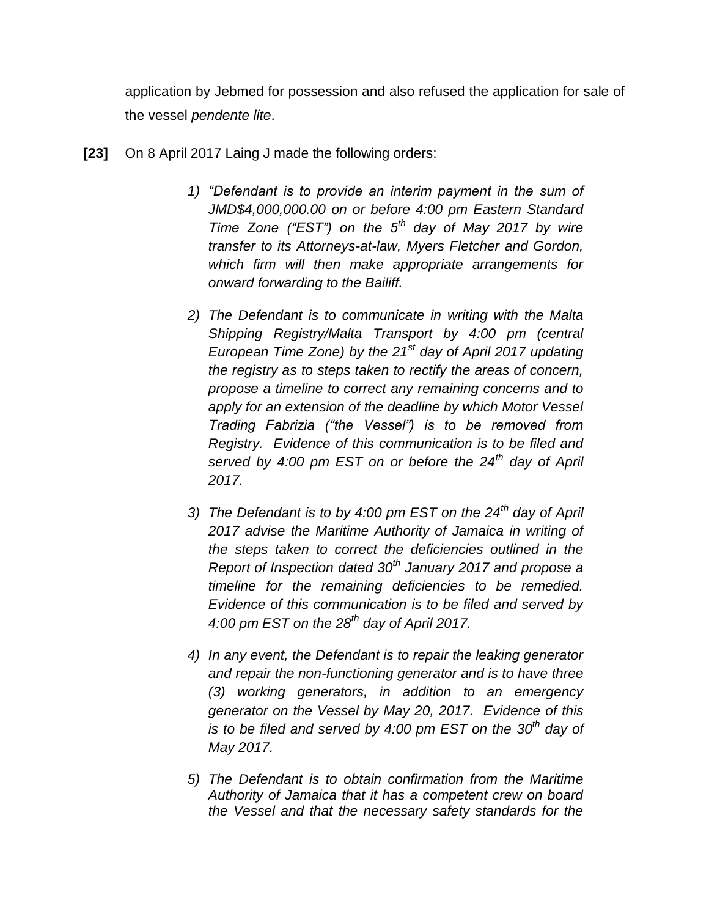application by Jebmed for possession and also refused the application for sale of the vessel *pendente lite*.

**[23]** On 8 April 2017 Laing J made the following orders:

> 1) *"Defendant is to provide an interim payment in the sum of JMD$4,000,000.00 on or before 4:00 pm Eastern Standard Time Zone ("EST") on the 5th day of May 2017 by wire transfer to its Attorneys-at-law, Myers Fletcher and Gordon, which firm will then make appropriate arrangements for onward forwarding to the Bailiff.*
>
> 2) *The Defendant is to communicate in writing with the Malta Shipping Registry/Malta Transport by 4:00 pm (central European Time Zone) by the 21st day of April 2017 updating the registry as to steps taken to rectify the areas of concern, propose a timeline to correct any remaining concerns and to apply for an extension of the deadline by which Motor Vessel Trading Fabrizia ("the Vessel") is to be removed from Registry. Evidence of this communication is to be filed and served by 4:00 pm EST on or before the 24th day of April 2017.*
>
> 3) *The Defendant is to by 4:00 pm EST on the 24th day of April 2017 advise the Maritime Authority of Jamaica in writing of the steps taken to correct the deficiencies outlined in the Report of Inspection dated 30th January 2017 and propose a timeline for the remaining deficiencies to be remedied. Evidence of this communication is to be filed and served by 4:00 pm EST on the 28th day of April 2017.*
>
> 4) *In any event, the Defendant is to repair the leaking generator and repair the non-functioning generator and is to have three (3) working generators, in addition to an emergency generator on the Vessel by May 20, 2017. Evidence of this is to be filed and served by 4:00 pm EST on the 30th day of May 2017.*
>
> 5) *The Defendant is to obtain confirmation from the Maritime Authority of Jamaica that it has a competent crew on board the Vessel and that the necessary safety standards for the*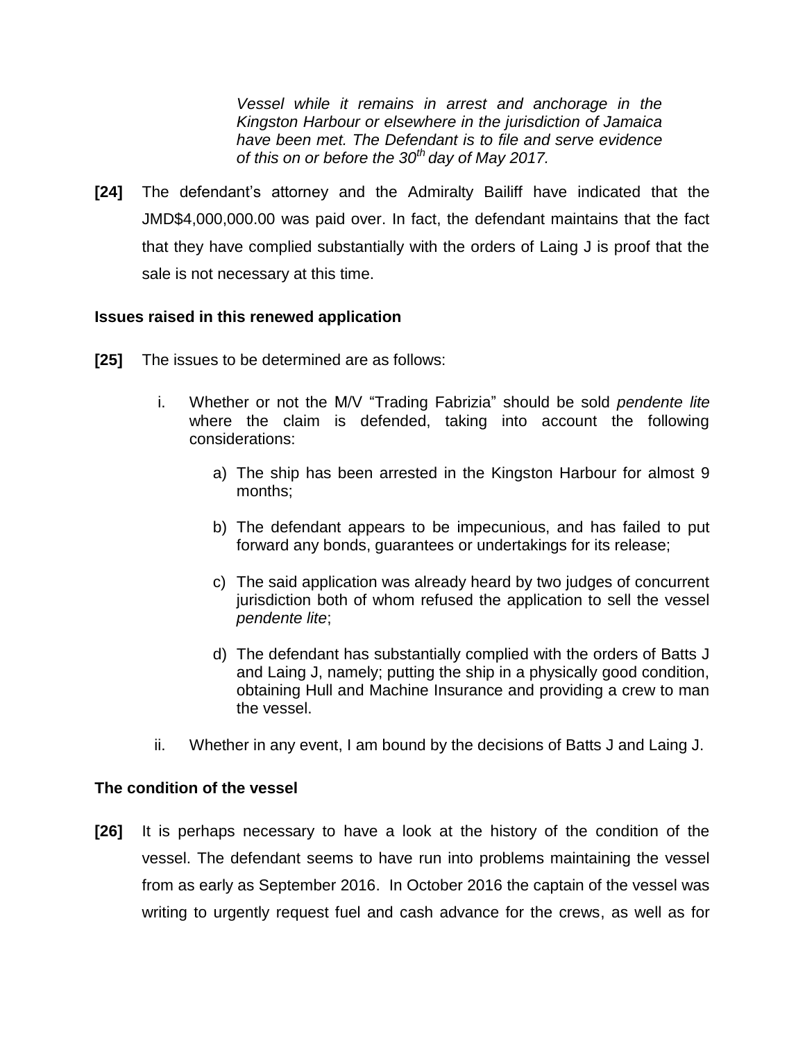*Vessel while it remains in arrest and anchorage in the Kingston Harbour or elsewhere in the jurisdiction of Jamaica have been met. The Defendant is to file and serve evidence of this on or before the 30th day of May 2017.*

**[24]** The defendant's attorney and the Admiralty Bailiff have indicated that the JMD$4,000,000.00 was paid over. In fact, the defendant maintains that the fact that they have complied substantially with the orders of Laing J is proof that the sale is not necessary at this time.

**Issues raised in this renewed application**

**[25]** The issues to be determined are as follows:

i. Whether or not the M/V "Trading Fabrizia" should be sold *pendente lite* where the claim is defended, taking into account the following considerations:

   a) The ship has been arrested in the Kingston Harbour for almost 9 months;

   b) The defendant appears to be impecunious, and has failed to put forward any bonds, guarantees or undertakings for its release;

   c) The said application was already heard by two judges of concurrent jurisdiction both of whom refused the application to sell the vessel *pendente lite*;

   d) The defendant has substantially complied with the orders of Batts J and Laing J, namely; putting the ship in a physically good condition, obtaining Hull and Machine Insurance and providing a crew to man the vessel.

ii. Whether in any event, I am bound by the decisions of Batts J and Laing J.

**The condition of the vessel**

**[26]** It is perhaps necessary to have a look at the history of the condition of the vessel. The defendant seems to have run into problems maintaining the vessel from as early as September 2016. In October 2016 the captain of the vessel was writing to urgently request fuel and cash advance for the crews, as well as for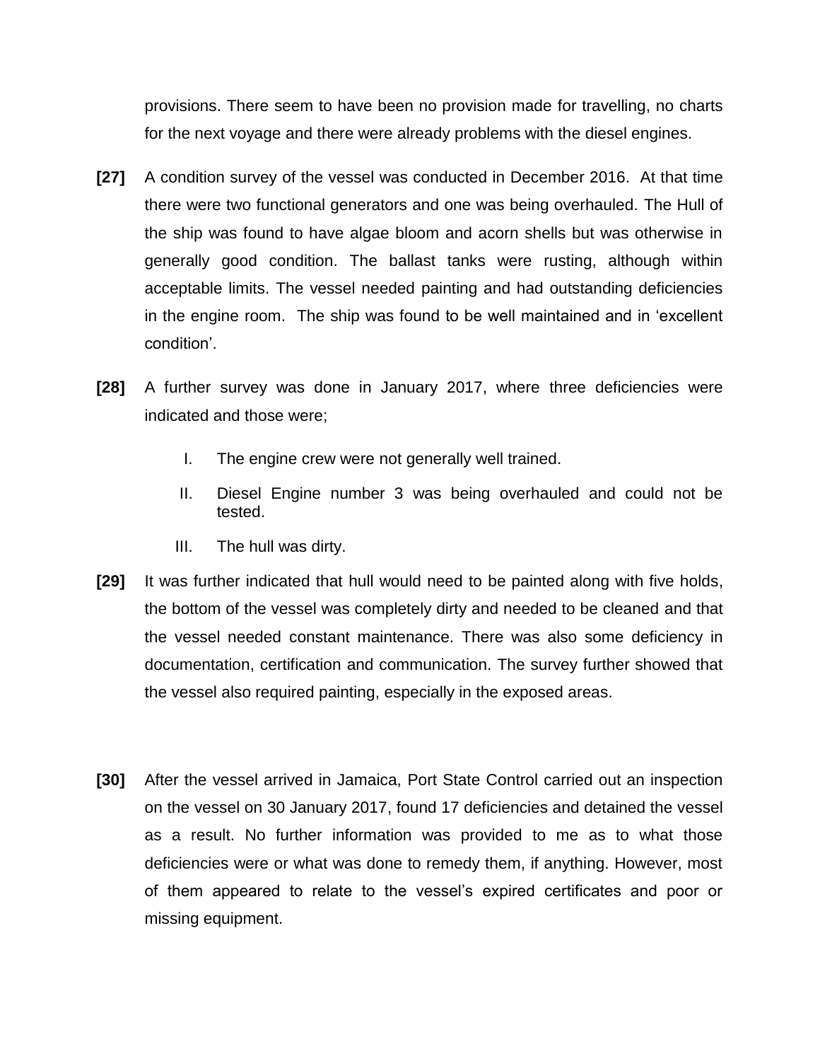provisions. There seem to have been no provision made for travelling, no charts for the next voyage and there were already problems with the diesel engines.

**[27]** A condition survey of the vessel was conducted in December 2016. At that time there were two functional generators and one was being overhauled. The Hull of the ship was found to have algae bloom and acorn shells but was otherwise in generally good condition. The ballast tanks were rusting, although within acceptable limits. The vessel needed painting and had outstanding deficiencies in the engine room. The ship was found to be well maintained and in 'excellent condition'.

**[28]** A further survey was done in January 2017, where three deficiencies were indicated and those were;

I. The engine crew were not generally well trained.

II. Diesel Engine number 3 was being overhauled and could not be tested.

III. The hull was dirty.

**[29]** It was further indicated that hull would need to be painted along with five holds, the bottom of the vessel was completely dirty and needed to be cleaned and that the vessel needed constant maintenance. There was also some deficiency in documentation, certification and communication. The survey further showed that the vessel also required painting, especially in the exposed areas.

**[30]** After the vessel arrived in Jamaica, Port State Control carried out an inspection on the vessel on 30 January 2017, found 17 deficiencies and detained the vessel as a result. No further information was provided to me as to what those deficiencies were or what was done to remedy them, if anything. However, most of them appeared to relate to the vessel's expired certificates and poor or missing equipment.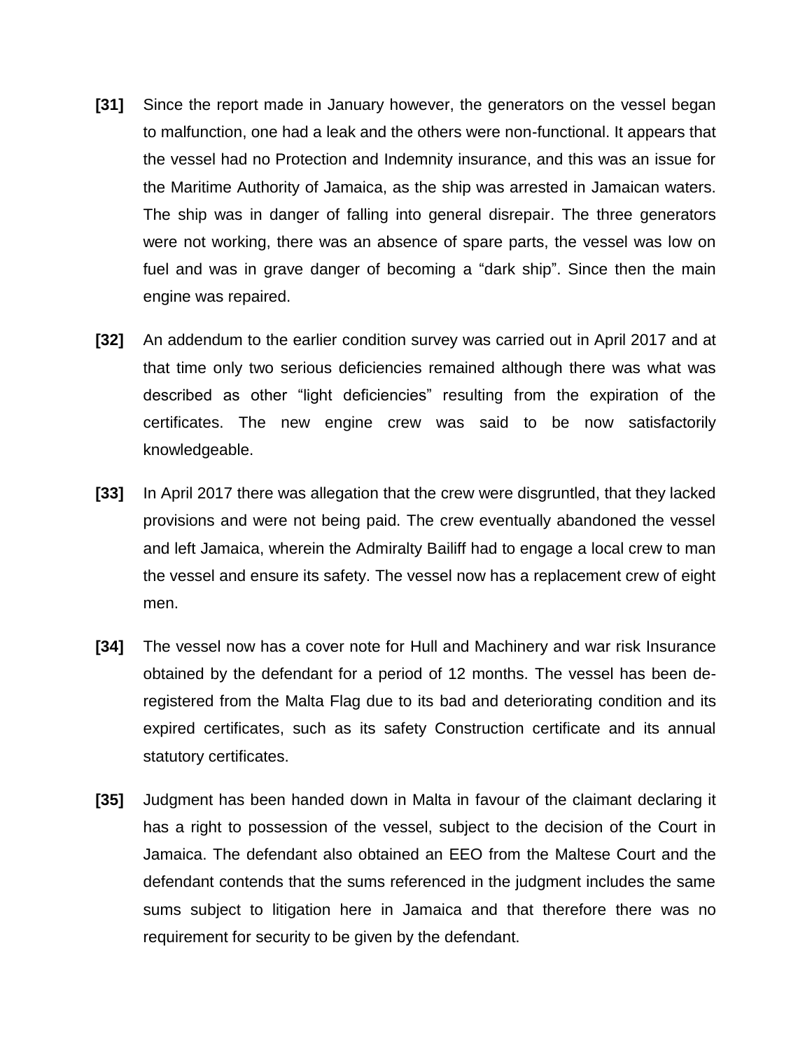**[31]** Since the report made in January however, the generators on the vessel began to malfunction, one had a leak and the others were non-functional. It appears that the vessel had no Protection and Indemnity insurance, and this was an issue for the Maritime Authority of Jamaica, as the ship was arrested in Jamaican waters. The ship was in danger of falling into general disrepair. The three generators were not working, there was an absence of spare parts, the vessel was low on fuel and was in grave danger of becoming a "dark ship". Since then the main engine was repaired.

**[32]** An addendum to the earlier condition survey was carried out in April 2017 and at that time only two serious deficiencies remained although there was what was described as other "light deficiencies" resulting from the expiration of the certificates. The new engine crew was said to be now satisfactorily knowledgeable.

**[33]** In April 2017 there was allegation that the crew were disgruntled, that they lacked provisions and were not being paid. The crew eventually abandoned the vessel and left Jamaica, wherein the Admiralty Bailiff had to engage a local crew to man the vessel and ensure its safety. The vessel now has a replacement crew of eight men.

**[34]** The vessel now has a cover note for Hull and Machinery and war risk Insurance obtained by the defendant for a period of 12 months. The vessel has been de-registered from the Malta Flag due to its bad and deteriorating condition and its expired certificates, such as its safety Construction certificate and its annual statutory certificates.

**[35]** Judgment has been handed down in Malta in favour of the claimant declaring it has a right to possession of the vessel, subject to the decision of the Court in Jamaica. The defendant also obtained an EEO from the Maltese Court and the defendant contends that the sums referenced in the judgment includes the same sums subject to litigation here in Jamaica and that therefore there was no requirement for security to be given by the defendant.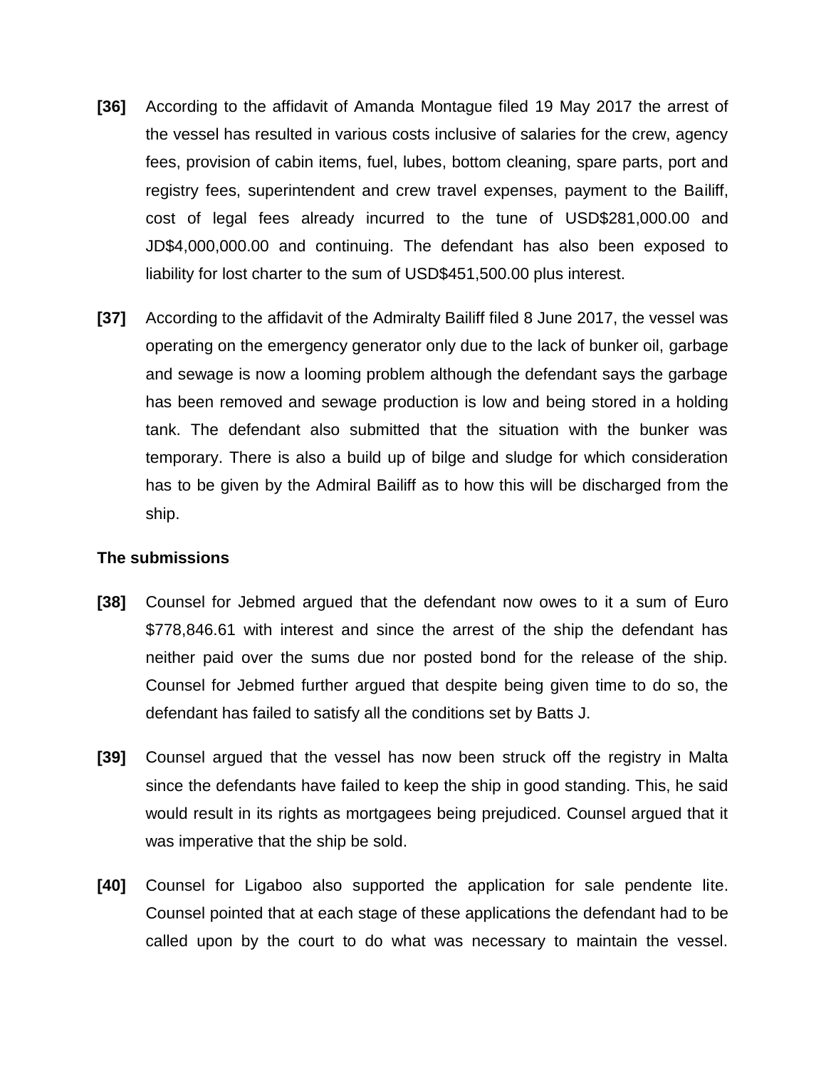**[36]** According to the affidavit of Amanda Montague filed 19 May 2017 the arrest of the vessel has resulted in various costs inclusive of salaries for the crew, agency fees, provision of cabin items, fuel, lubes, bottom cleaning, spare parts, port and registry fees, superintendent and crew travel expenses, payment to the Bailiff, cost of legal fees already incurred to the tune of USD$281,000.00 and JD$4,000,000.00 and continuing. The defendant has also been exposed to liability for lost charter to the sum of USD$451,500.00 plus interest.

**[37]** According to the affidavit of the Admiralty Bailiff filed 8 June 2017, the vessel was operating on the emergency generator only due to the lack of bunker oil, garbage and sewage is now a looming problem although the defendant says the garbage has been removed and sewage production is low and being stored in a holding tank. The defendant also submitted that the situation with the bunker was temporary. There is also a build up of bilge and sludge for which consideration has to be given by the Admiral Bailiff as to how this will be discharged from the ship.

**The submissions**

**[38]** Counsel for Jebmed argued that the defendant now owes to it a sum of Euro $778,846.61 with interest and since the arrest of the ship the defendant has neither paid over the sums due nor posted bond for the release of the ship. Counsel for Jebmed further argued that despite being given time to do so, the defendant has failed to satisfy all the conditions set by Batts J.

**[39]** Counsel argued that the vessel has now been struck off the registry in Malta since the defendants have failed to keep the ship in good standing. This, he said would result in its rights as mortgagees being prejudiced. Counsel argued that it was imperative that the ship be sold.

**[40]** Counsel for Ligaboo also supported the application for sale pendente lite. Counsel pointed that at each stage of these applications the defendant had to be called upon by the court to do what was necessary to maintain the vessel.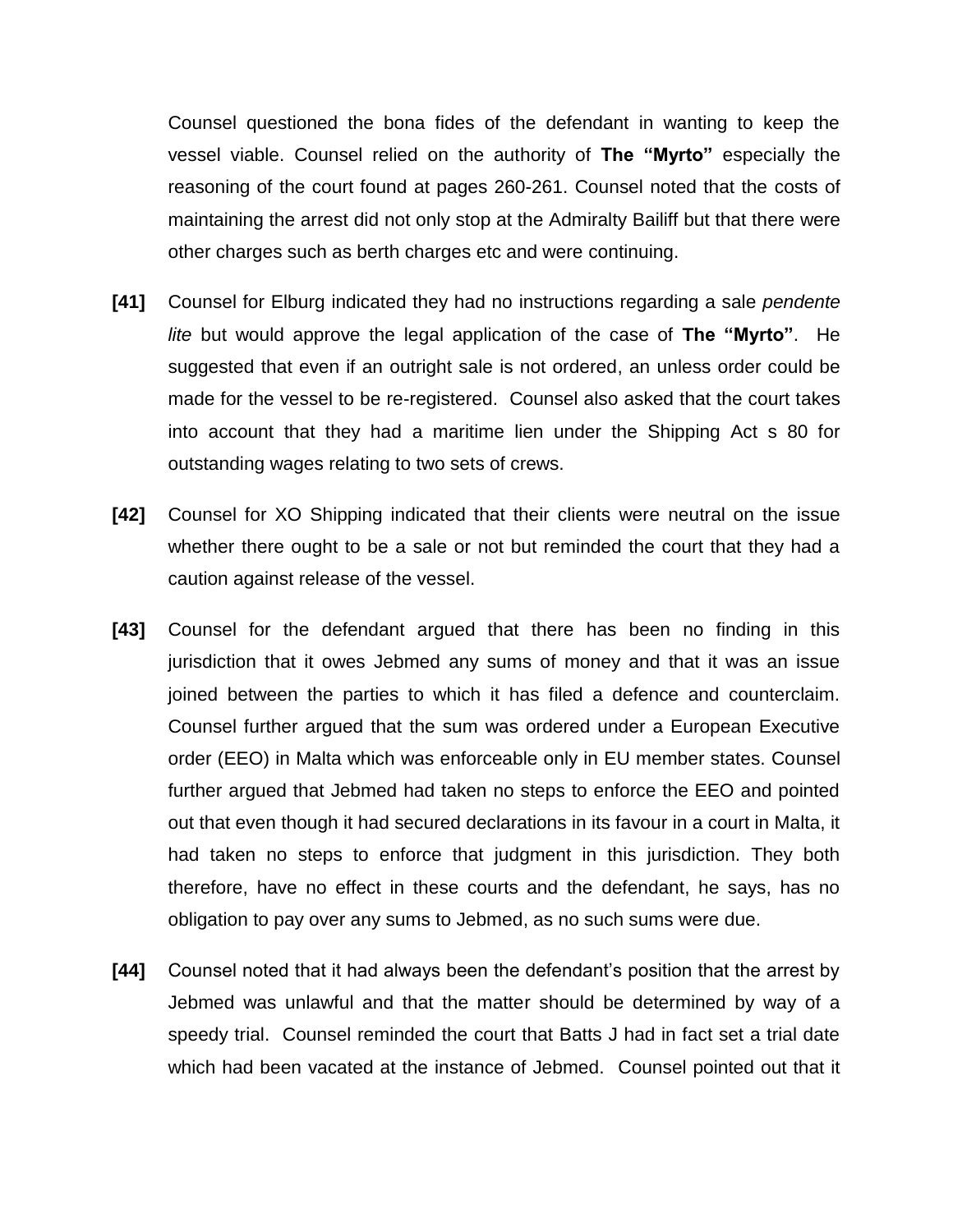Counsel questioned the bona fides of the defendant in wanting to keep the vessel viable. Counsel relied on the authority of **The "Myrto"** especially the reasoning of the court found at pages 260-261. Counsel noted that the costs of maintaining the arrest did not only stop at the Admiralty Bailiff but that there were other charges such as berth charges etc and were continuing.

**[41]** Counsel for Elburg indicated they had no instructions regarding a sale *pendente lite* but would approve the legal application of the case of **The "Myrto"**. He suggested that even if an outright sale is not ordered, an unless order could be made for the vessel to be re-registered. Counsel also asked that the court takes into account that they had a maritime lien under the Shipping Act s 80 for outstanding wages relating to two sets of crews.

**[42]** Counsel for XO Shipping indicated that their clients were neutral on the issue whether there ought to be a sale or not but reminded the court that they had a caution against release of the vessel.

**[43]** Counsel for the defendant argued that there has been no finding in this jurisdiction that it owes Jebmed any sums of money and that it was an issue joined between the parties to which it has filed a defence and counterclaim. Counsel further argued that the sum was ordered under a European Executive order (EEO) in Malta which was enforceable only in EU member states. Counsel further argued that Jebmed had taken no steps to enforce the EEO and pointed out that even though it had secured declarations in its favour in a court in Malta, it had taken no steps to enforce that judgment in this jurisdiction. They both therefore, have no effect in these courts and the defendant, he says, has no obligation to pay over any sums to Jebmed, as no such sums were due.

**[44]** Counsel noted that it had always been the defendant's position that the arrest by Jebmed was unlawful and that the matter should be determined by way of a speedy trial. Counsel reminded the court that Batts J had in fact set a trial date which had been vacated at the instance of Jebmed. Counsel pointed out that it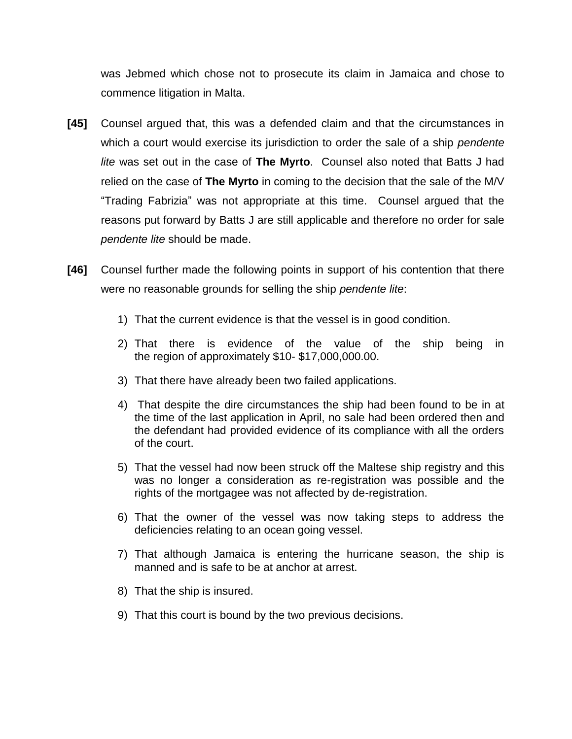was Jebmed which chose not to prosecute its claim in Jamaica and chose to commence litigation in Malta.

**[45]** Counsel argued that, this was a defended claim and that the circumstances in which a court would exercise its jurisdiction to order the sale of a ship *pendente lite* was set out in the case of **The Myrto**. Counsel also noted that Batts J had relied on the case of **The Myrto** in coming to the decision that the sale of the M/V "Trading Fabrizia" was not appropriate at this time. Counsel argued that the reasons put forward by Batts J are still applicable and therefore no order for sale *pendente lite* should be made.

**[46]** Counsel further made the following points in support of his contention that there were no reasonable grounds for selling the ship *pendente lite*:

1) That the current evidence is that the vessel is in good condition.
2) That there is evidence of the value of the ship being in the region of approximately $10- $17,000,000.00.
3) That there have already been two failed applications.
4) That despite the dire circumstances the ship had been found to be in at the time of the last application in April, no sale had been ordered then and the defendant had provided evidence of its compliance with all the orders of the court.
5) That the vessel had now been struck off the Maltese ship registry and this was no longer a consideration as re-registration was possible and the rights of the mortgagee was not affected by de-registration.
6) That the owner of the vessel was now taking steps to address the deficiencies relating to an ocean going vessel.
7) That although Jamaica is entering the hurricane season, the ship is manned and is safe to be at anchor at arrest.
8) That the ship is insured.
9) That this court is bound by the two previous decisions.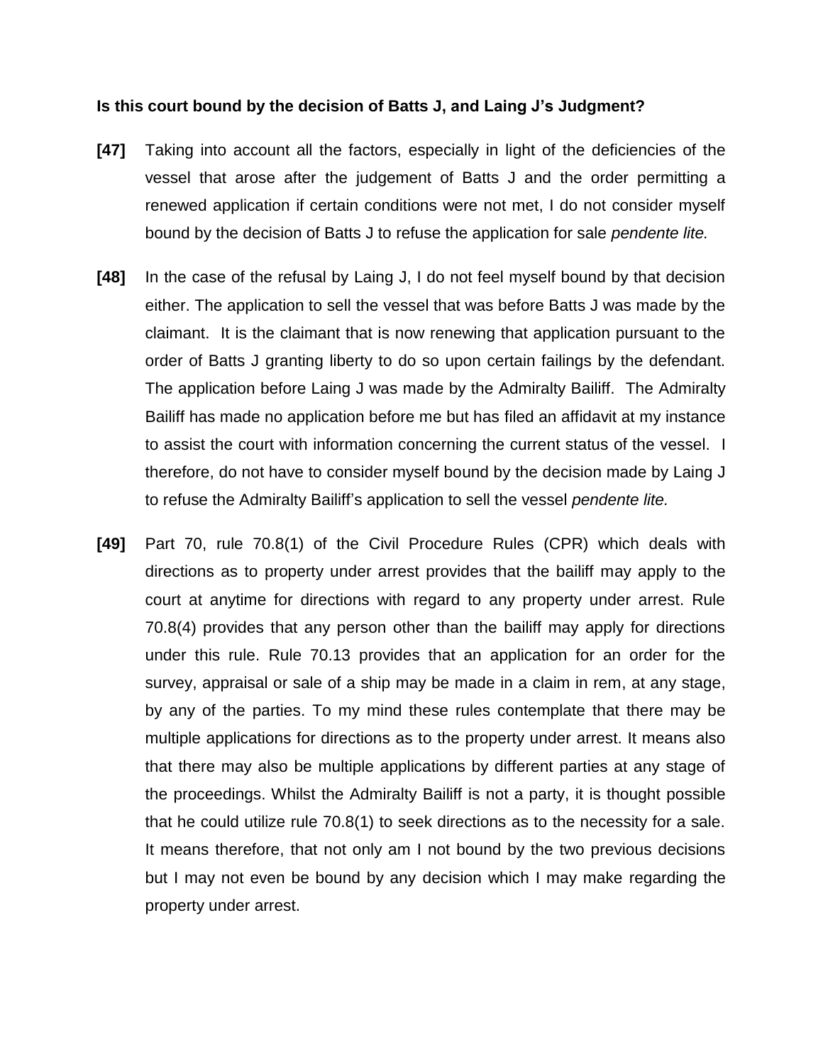**Is this court bound by the decision of Batts J, and Laing J's Judgment?**

**[47]** Taking into account all the factors, especially in light of the deficiencies of the vessel that arose after the judgement of Batts J and the order permitting a renewed application if certain conditions were not met, I do not consider myself bound by the decision of Batts J to refuse the application for sale *pendente lite.*

**[48]** In the case of the refusal by Laing J, I do not feel myself bound by that decision either. The application to sell the vessel that was before Batts J was made by the claimant. It is the claimant that is now renewing that application pursuant to the order of Batts J granting liberty to do so upon certain failings by the defendant. The application before Laing J was made by the Admiralty Bailiff. The Admiralty Bailiff has made no application before me but has filed an affidavit at my instance to assist the court with information concerning the current status of the vessel. I therefore, do not have to consider myself bound by the decision made by Laing J to refuse the Admiralty Bailiff's application to sell the vessel *pendente lite.*

**[49]** Part 70, rule 70.8(1) of the Civil Procedure Rules (CPR) which deals with directions as to property under arrest provides that the bailiff may apply to the court at anytime for directions with regard to any property under arrest. Rule 70.8(4) provides that any person other than the bailiff may apply for directions under this rule. Rule 70.13 provides that an application for an order for the survey, appraisal or sale of a ship may be made in a claim in rem, at any stage, by any of the parties. To my mind these rules contemplate that there may be multiple applications for directions as to the property under arrest. It means also that there may also be multiple applications by different parties at any stage of the proceedings. Whilst the Admiralty Bailiff is not a party, it is thought possible that he could utilize rule 70.8(1) to seek directions as to the necessity for a sale. It means therefore, that not only am I not bound by the two previous decisions but I may not even be bound by any decision which I may make regarding the property under arrest.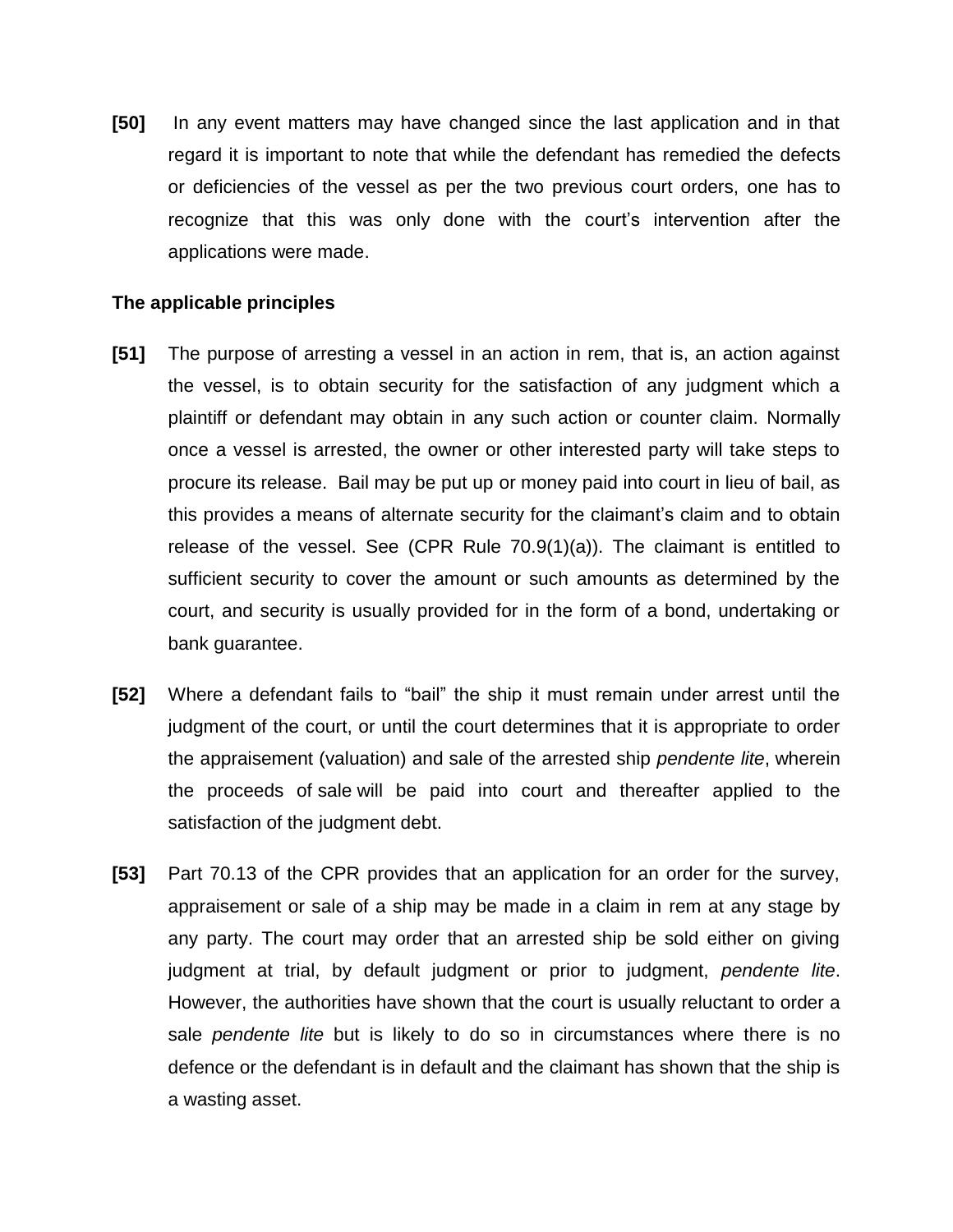**[50]** In any event matters may have changed since the last application and in that regard it is important to note that while the defendant has remedied the defects or deficiencies of the vessel as per the two previous court orders, one has to recognize that this was only done with the court's intervention after the applications were made.

**The applicable principles**

**[51]** The purpose of arresting a vessel in an action in rem, that is, an action against the vessel, is to obtain security for the satisfaction of any judgment which a plaintiff or defendant may obtain in any such action or counter claim. Normally once a vessel is arrested, the owner or other interested party will take steps to procure its release. Bail may be put up or money paid into court in lieu of bail, as this provides a means of alternate security for the claimant's claim and to obtain release of the vessel. See (CPR Rule 70.9(1)(a)). The claimant is entitled to sufficient security to cover the amount or such amounts as determined by the court, and security is usually provided for in the form of a bond, undertaking or bank guarantee.

**[52]** Where a defendant fails to "bail" the ship it must remain under arrest until the judgment of the court, or until the court determines that it is appropriate to order the appraisement (valuation) and sale of the arrested ship *pendente lite*, wherein the proceeds of sale will be paid into court and thereafter applied to the satisfaction of the judgment debt.

**[53]** Part 70.13 of the CPR provides that an application for an order for the survey, appraisement or sale of a ship may be made in a claim in rem at any stage by any party. The court may order that an arrested ship be sold either on giving judgment at trial, by default judgment or prior to judgment, *pendente lite*. However, the authorities have shown that the court is usually reluctant to order a sale *pendente lite* but is likely to do so in circumstances where there is no defence or the defendant is in default and the claimant has shown that the ship is a wasting asset.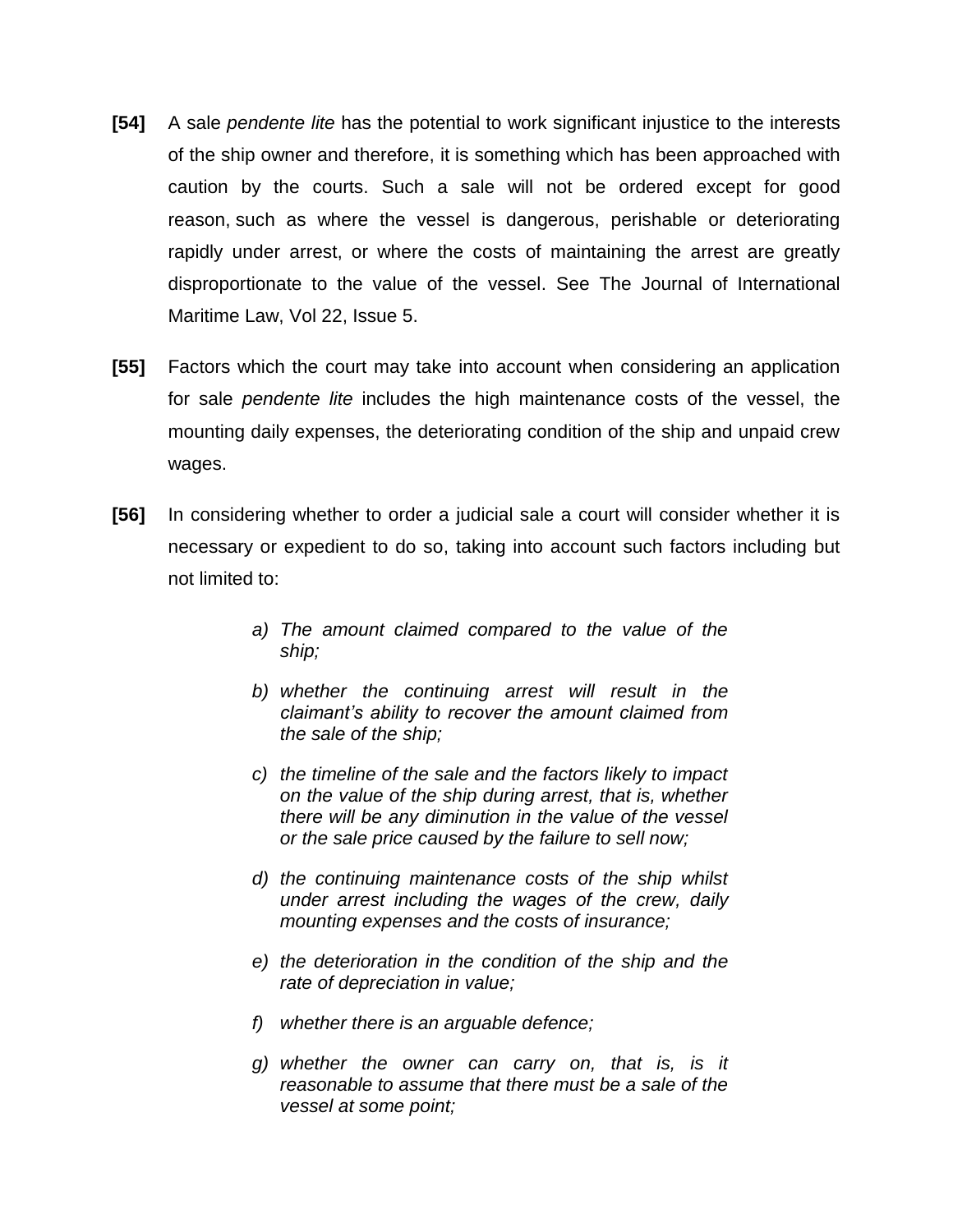**[54]** A sale *pendente lite* has the potential to work significant injustice to the interests of the ship owner and therefore, it is something which has been approached with caution by the courts. Such a sale will not be ordered except for good reason, such as where the vessel is dangerous, perishable or deteriorating rapidly under arrest, or where the costs of maintaining the arrest are greatly disproportionate to the value of the vessel. See The Journal of International Maritime Law, Vol 22, Issue 5.

**[55]** Factors which the court may take into account when considering an application for sale *pendente lite* includes the high maintenance costs of the vessel, the mounting daily expenses, the deteriorating condition of the ship and unpaid crew wages.

**[56]** In considering whether to order a judicial sale a court will consider whether it is necessary or expedient to do so, taking into account such factors including but not limited to:

> a) *The amount claimed compared to the value of the ship;*
>
> b) *whether the continuing arrest will result in the claimant's ability to recover the amount claimed from the sale of the ship;*
>
> c) *the timeline of the sale and the factors likely to impact on the value of the ship during arrest, that is, whether there will be any diminution in the value of the vessel or the sale price caused by the failure to sell now;*
>
> d) *the continuing maintenance costs of the ship whilst under arrest including the wages of the crew, daily mounting expenses and the costs of insurance;*
>
> e) *the deterioration in the condition of the ship and the rate of depreciation in value;*
>
> f) *whether there is an arguable defence;*
>
> g) *whether the owner can carry on, that is, is it reasonable to assume that there must be a sale of the vessel at some point;*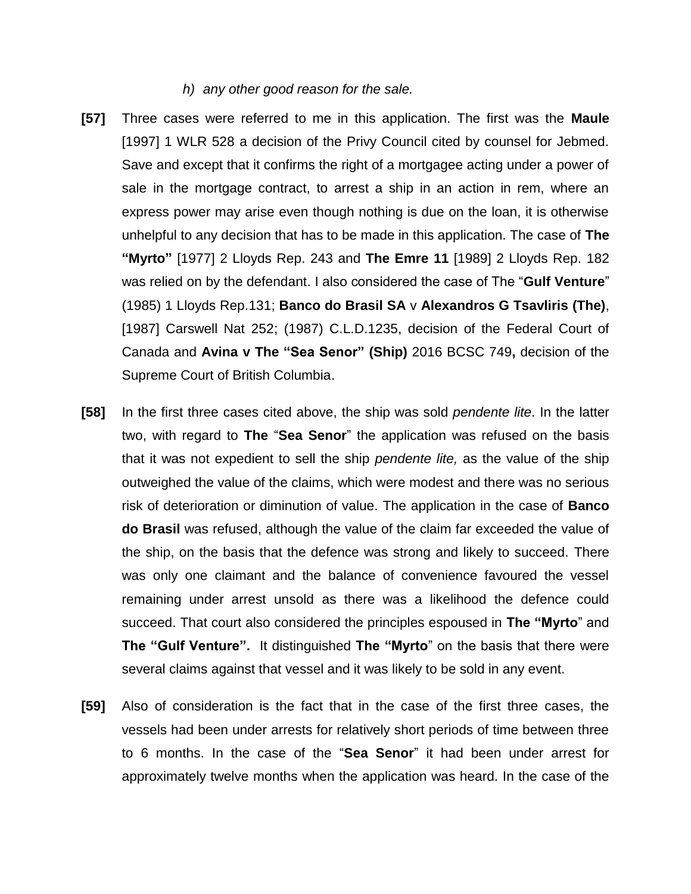*h) any other good reason for the sale.*

**[57]** Three cases were referred to me in this application. The first was the **Maule** [1997] 1 WLR 528 a decision of the Privy Council cited by counsel for Jebmed. Save and except that it confirms the right of a mortgagee acting under a power of sale in the mortgage contract, to arrest a ship in an action in rem, where an express power may arise even though nothing is due on the loan, it is otherwise unhelpful to any decision that has to be made in this application. The case of **The "Myrto"** [1977] 2 Lloyds Rep. 243 and **The Emre 11** [1989] 2 Lloyds Rep. 182 was relied on by the defendant. I also considered the case of The "**Gulf Venture**" (1985) 1 Lloyds Rep.131; **Banco do Brasil SA** v **Alexandros G Tsavliris (The)**, [1987] Carswell Nat 252; (1987) C.L.D.1235, decision of the Federal Court of Canada and **Avina v The "Sea Senor" (Ship)** 2016 BCSC 749**,** decision of the Supreme Court of British Columbia.

**[58]** In the first three cases cited above, the ship was sold *pendente lite*. In the latter two, with regard to **The** "**Sea Senor**" the application was refused on the basis that it was not expedient to sell the ship *pendente lite,* as the value of the ship outweighed the value of the claims, which were modest and there was no serious risk of deterioration or diminution of value. The application in the case of **Banco do Brasil** was refused, although the value of the claim far exceeded the value of the ship, on the basis that the defence was strong and likely to succeed. There was only one claimant and the balance of convenience favoured the vessel remaining under arrest unsold as there was a likelihood the defence could succeed. That court also considered the principles espoused in **The "Myrto**" and **The "Gulf Venture".** It distinguished **The "Myrto**" on the basis that there were several claims against that vessel and it was likely to be sold in any event.

**[59]** Also of consideration is the fact that in the case of the first three cases, the vessels had been under arrests for relatively short periods of time between three to 6 months. In the case of the "**Sea Senor**" it had been under arrest for approximately twelve months when the application was heard. In the case of the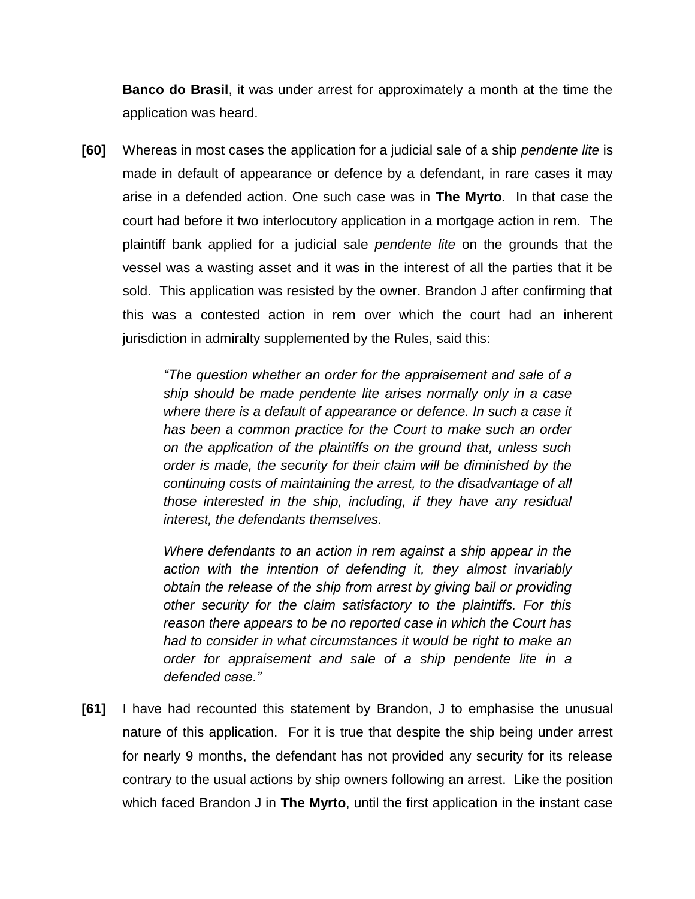**Banco do Brasil**, it was under arrest for approximately a month at the time the application was heard.

**[60]** Whereas in most cases the application for a judicial sale of a ship *pendente lite* is made in default of appearance or defence by a defendant, in rare cases it may arise in a defended action. One such case was in **The Myrto**. In that case the court had before it two interlocutory application in a mortgage action in rem. The plaintiff bank applied for a judicial sale *pendente lite* on the grounds that the vessel was a wasting asset and it was in the interest of all the parties that it be sold. This application was resisted by the owner. Brandon J after confirming that this was a contested action in rem over which the court had an inherent jurisdiction in admiralty supplemented by the Rules, said this:

> *"The question whether an order for the appraisement and sale of a ship should be made pendente lite arises normally only in a case where there is a default of appearance or defence. In such a case it has been a common practice for the Court to make such an order on the application of the plaintiffs on the ground that, unless such order is made, the security for their claim will be diminished by the continuing costs of maintaining the arrest, to the disadvantage of all those interested in the ship, including, if they have any residual interest, the defendants themselves.*
>
> *Where defendants to an action in rem against a ship appear in the action with the intention of defending it, they almost invariably obtain the release of the ship from arrest by giving bail or providing other security for the claim satisfactory to the plaintiffs. For this reason there appears to be no reported case in which the Court has had to consider in what circumstances it would be right to make an order for appraisement and sale of a ship pendente lite in a defended case."*

**[61]** I have had recounted this statement by Brandon, J to emphasise the unusual nature of this application. For it is true that despite the ship being under arrest for nearly 9 months, the defendant has not provided any security for its release contrary to the usual actions by ship owners following an arrest. Like the position which faced Brandon J in **The Myrto**, until the first application in the instant case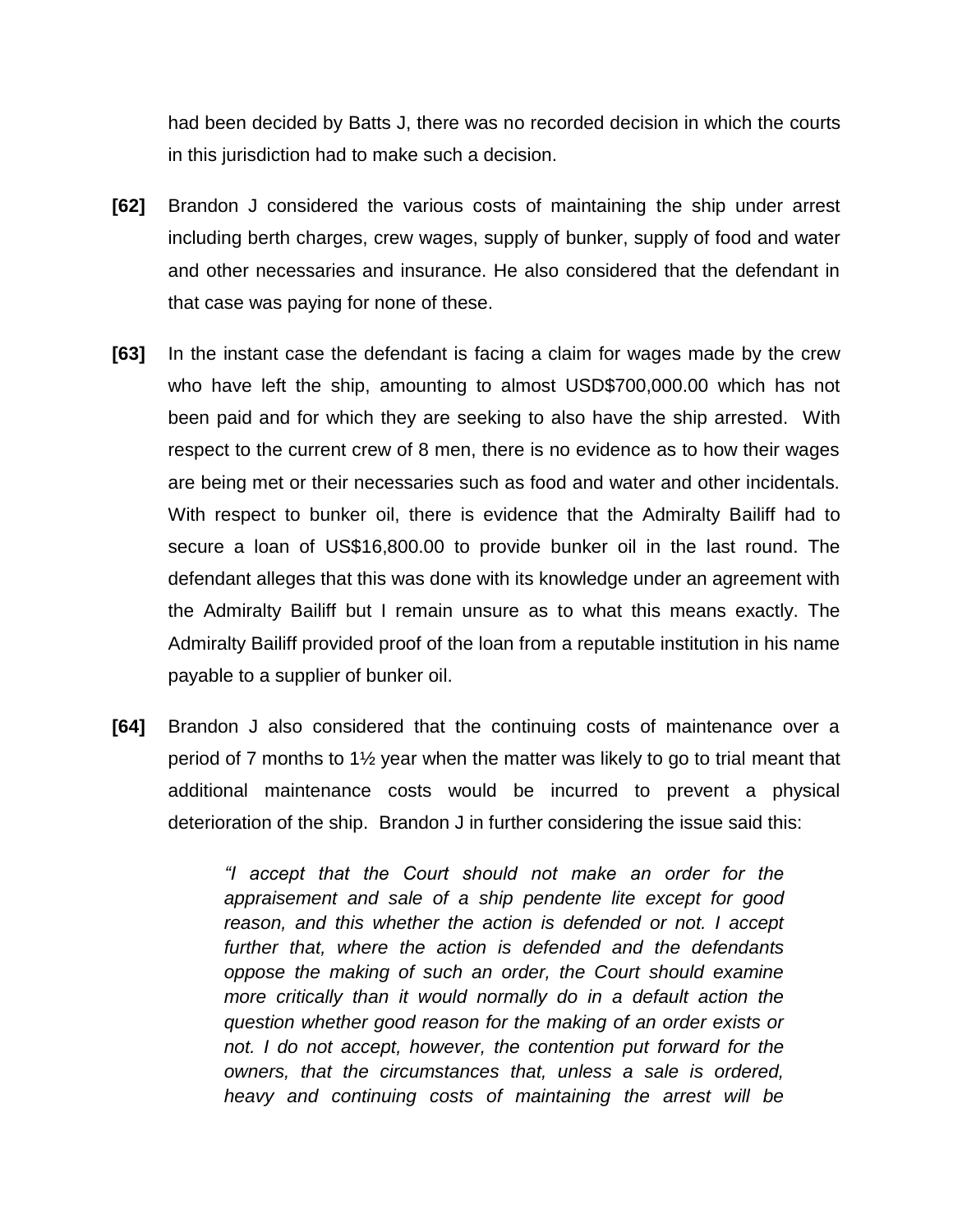had been decided by Batts J, there was no recorded decision in which the courts in this jurisdiction had to make such a decision.

**[62]** Brandon J considered the various costs of maintaining the ship under arrest including berth charges, crew wages, supply of bunker, supply of food and water and other necessaries and insurance. He also considered that the defendant in that case was paying for none of these.

**[63]** In the instant case the defendant is facing a claim for wages made by the crew who have left the ship, amounting to almost USD$700,000.00 which has not been paid and for which they are seeking to also have the ship arrested. With respect to the current crew of 8 men, there is no evidence as to how their wages are being met or their necessaries such as food and water and other incidentals. With respect to bunker oil, there is evidence that the Admiralty Bailiff had to secure a loan of US$16,800.00 to provide bunker oil in the last round. The defendant alleges that this was done with its knowledge under an agreement with the Admiralty Bailiff but I remain unsure as to what this means exactly. The Admiralty Bailiff provided proof of the loan from a reputable institution in his name payable to a supplier of bunker oil.

**[64]** Brandon J also considered that the continuing costs of maintenance over a period of 7 months to 1½ year when the matter was likely to go to trial meant that additional maintenance costs would be incurred to prevent a physical deterioration of the ship. Brandon J in further considering the issue said this:

> *"I accept that the Court should not make an order for the appraisement and sale of a ship pendente lite except for good reason, and this whether the action is defended or not. I accept further that, where the action is defended and the defendants oppose the making of such an order, the Court should examine more critically than it would normally do in a default action the question whether good reason for the making of an order exists or not. I do not accept, however, the contention put forward for the owners, that the circumstances that, unless a sale is ordered, heavy and continuing costs of maintaining the arrest will be*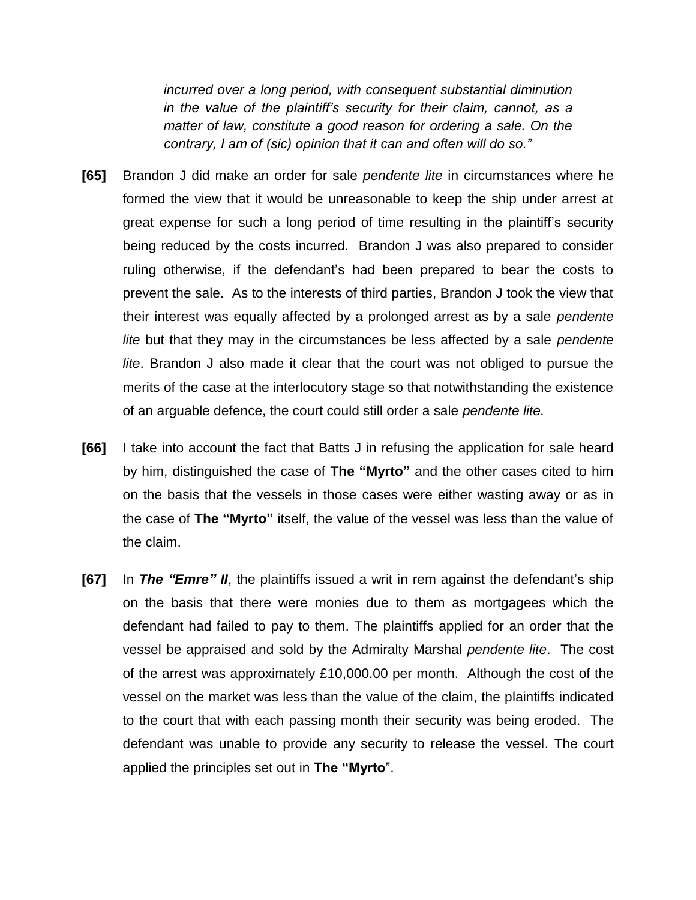> *incurred over a long period, with consequent substantial diminution in the value of the plaintiff's security for their claim, cannot, as a matter of law, constitute a good reason for ordering a sale. On the contrary, I am of (sic) opinion that it can and often will do so."*

**[65]** Brandon J did make an order for sale *pendente lite* in circumstances where he formed the view that it would be unreasonable to keep the ship under arrest at great expense for such a long period of time resulting in the plaintiff's security being reduced by the costs incurred. Brandon J was also prepared to consider ruling otherwise, if the defendant's had been prepared to bear the costs to prevent the sale. As to the interests of third parties, Brandon J took the view that their interest was equally affected by a prolonged arrest as by a sale *pendente lite* but that they may in the circumstances be less affected by a sale *pendente lite*. Brandon J also made it clear that the court was not obliged to pursue the merits of the case at the interlocutory stage so that notwithstanding the existence of an arguable defence, the court could still order a sale *pendente lite.*

**[66]** I take into account the fact that Batts J in refusing the application for sale heard by him, distinguished the case of **The "Myrto"** and the other cases cited to him on the basis that the vessels in those cases were either wasting away or as in the case of **The "Myrto"** itself, the value of the vessel was less than the value of the claim.

**[67]** In ***The "Emre" II***, the plaintiffs issued a writ in rem against the defendant's ship on the basis that there were monies due to them as mortgagees which the defendant had failed to pay to them. The plaintiffs applied for an order that the vessel be appraised and sold by the Admiralty Marshal *pendente lite*. The cost of the arrest was approximately £10,000.00 per month. Although the cost of the vessel on the market was less than the value of the claim, the plaintiffs indicated to the court that with each passing month their security was being eroded. The defendant was unable to provide any security to release the vessel. The court applied the principles set out in **The "Myrto**".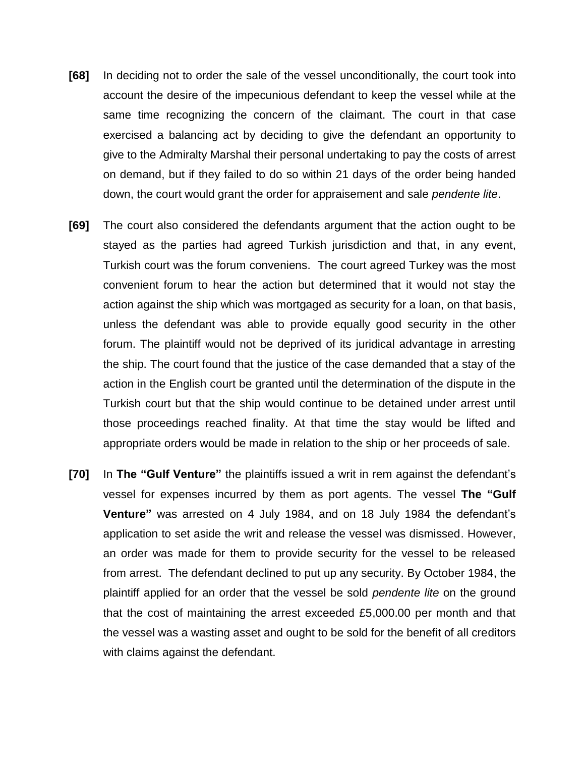**[68]** In deciding not to order the sale of the vessel unconditionally, the court took into account the desire of the impecunious defendant to keep the vessel while at the same time recognizing the concern of the claimant. The court in that case exercised a balancing act by deciding to give the defendant an opportunity to give to the Admiralty Marshal their personal undertaking to pay the costs of arrest on demand, but if they failed to do so within 21 days of the order being handed down, the court would grant the order for appraisement and sale *pendente lite*.

**[69]** The court also considered the defendants argument that the action ought to be stayed as the parties had agreed Turkish jurisdiction and that, in any event, Turkish court was the forum conveniens. The court agreed Turkey was the most convenient forum to hear the action but determined that it would not stay the action against the ship which was mortgaged as security for a loan, on that basis, unless the defendant was able to provide equally good security in the other forum. The plaintiff would not be deprived of its juridical advantage in arresting the ship. The court found that the justice of the case demanded that a stay of the action in the English court be granted until the determination of the dispute in the Turkish court but that the ship would continue to be detained under arrest until those proceedings reached finality. At that time the stay would be lifted and appropriate orders would be made in relation to the ship or her proceeds of sale.

**[70]** In **The "Gulf Venture"** the plaintiffs issued a writ in rem against the defendant's vessel for expenses incurred by them as port agents. The vessel **The "Gulf Venture"** was arrested on 4 July 1984, and on 18 July 1984 the defendant's application to set aside the writ and release the vessel was dismissed. However, an order was made for them to provide security for the vessel to be released from arrest. The defendant declined to put up any security. By October 1984, the plaintiff applied for an order that the vessel be sold *pendente lite* on the ground that the cost of maintaining the arrest exceeded £5,000.00 per month and that the vessel was a wasting asset and ought to be sold for the benefit of all creditors with claims against the defendant.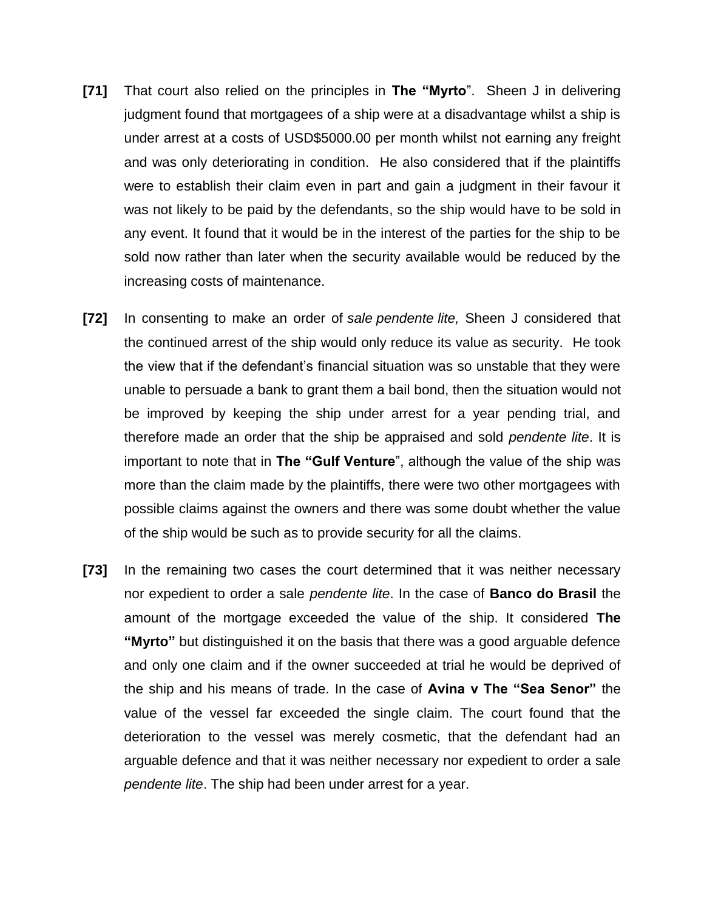**[71]** That court also relied on the principles in **The "Myrto**". Sheen J in delivering judgment found that mortgagees of a ship were at a disadvantage whilst a ship is under arrest at a costs of USD$5000.00 per month whilst not earning any freight and was only deteriorating in condition. He also considered that if the plaintiffs were to establish their claim even in part and gain a judgment in their favour it was not likely to be paid by the defendants, so the ship would have to be sold in any event. It found that it would be in the interest of the parties for the ship to be sold now rather than later when the security available would be reduced by the increasing costs of maintenance.

**[72]** In consenting to make an order of *sale pendente lite,* Sheen J considered that the continued arrest of the ship would only reduce its value as security. He took the view that if the defendant's financial situation was so unstable that they were unable to persuade a bank to grant them a bail bond, then the situation would not be improved by keeping the ship under arrest for a year pending trial, and therefore made an order that the ship be appraised and sold *pendente lite*. It is important to note that in **The "Gulf Venture**", although the value of the ship was more than the claim made by the plaintiffs, there were two other mortgagees with possible claims against the owners and there was some doubt whether the value of the ship would be such as to provide security for all the claims.

**[73]** In the remaining two cases the court determined that it was neither necessary nor expedient to order a sale *pendente lite*. In the case of **Banco do Brasil** the amount of the mortgage exceeded the value of the ship. It considered **The "Myrto"** but distinguished it on the basis that there was a good arguable defence and only one claim and if the owner succeeded at trial he would be deprived of the ship and his means of trade. In the case of **Avina v The "Sea Senor"** the value of the vessel far exceeded the single claim. The court found that the deterioration to the vessel was merely cosmetic, that the defendant had an arguable defence and that it was neither necessary nor expedient to order a sale *pendente lite*. The ship had been under arrest for a year.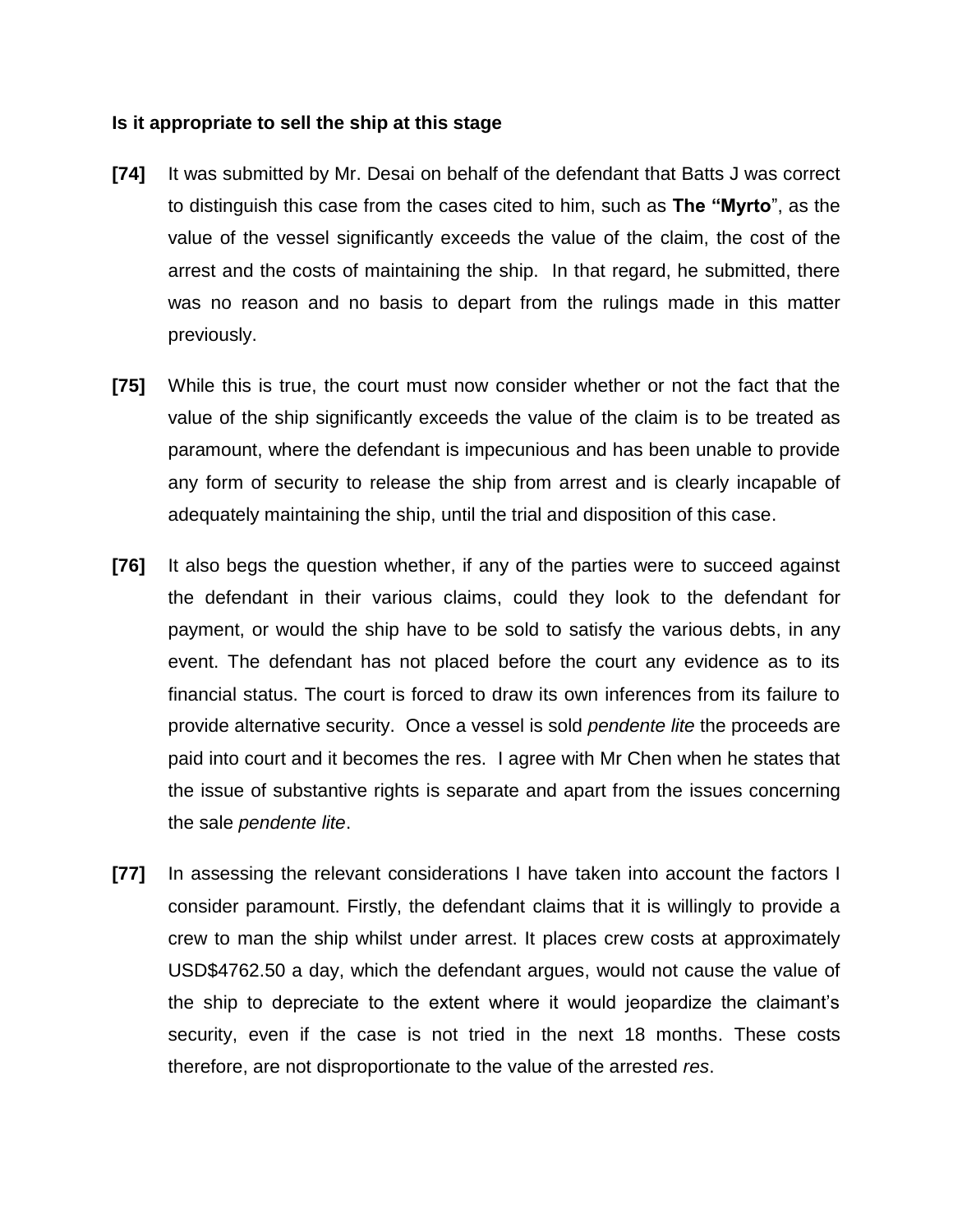**Is it appropriate to sell the ship at this stage**

**[74]** It was submitted by Mr. Desai on behalf of the defendant that Batts J was correct to distinguish this case from the cases cited to him, such as **The "Myrto**", as the value of the vessel significantly exceeds the value of the claim, the cost of the arrest and the costs of maintaining the ship. In that regard, he submitted, there was no reason and no basis to depart from the rulings made in this matter previously.

**[75]** While this is true, the court must now consider whether or not the fact that the value of the ship significantly exceeds the value of the claim is to be treated as paramount, where the defendant is impecunious and has been unable to provide any form of security to release the ship from arrest and is clearly incapable of adequately maintaining the ship, until the trial and disposition of this case.

**[76]** It also begs the question whether, if any of the parties were to succeed against the defendant in their various claims, could they look to the defendant for payment, or would the ship have to be sold to satisfy the various debts, in any event. The defendant has not placed before the court any evidence as to its financial status. The court is forced to draw its own inferences from its failure to provide alternative security. Once a vessel is sold *pendente lite* the proceeds are paid into court and it becomes the res. I agree with Mr Chen when he states that the issue of substantive rights is separate and apart from the issues concerning the sale *pendente lite*.

**[77]** In assessing the relevant considerations I have taken into account the factors I consider paramount. Firstly, the defendant claims that it is willingly to provide a crew to man the ship whilst under arrest. It places crew costs at approximately USD$4762.50 a day, which the defendant argues, would not cause the value of the ship to depreciate to the extent where it would jeopardize the claimant's security, even if the case is not tried in the next 18 months. These costs therefore, are not disproportionate to the value of the arrested *res*.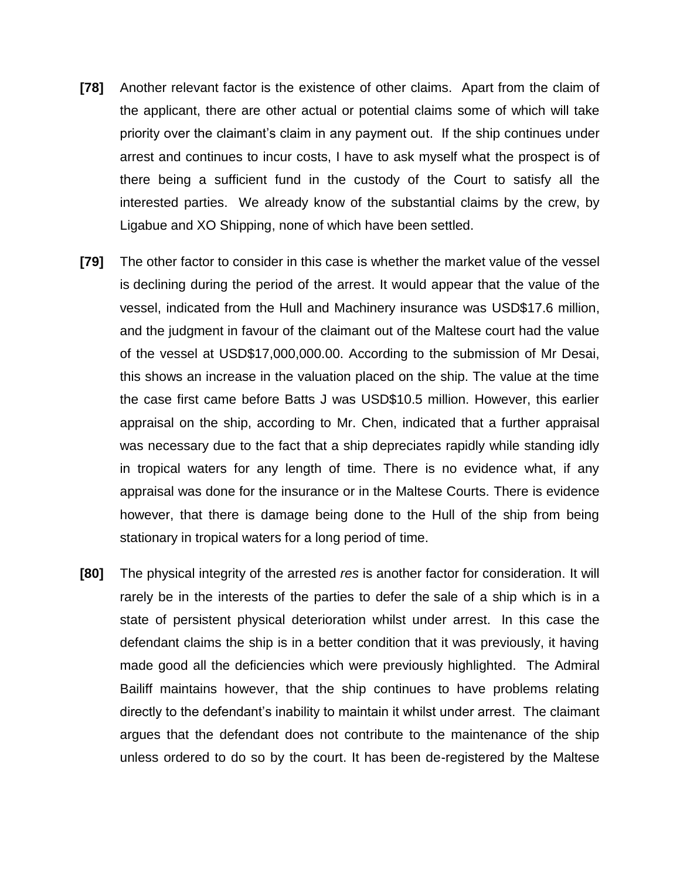**[78]** Another relevant factor is the existence of other claims. Apart from the claim of the applicant, there are other actual or potential claims some of which will take priority over the claimant's claim in any payment out. If the ship continues under arrest and continues to incur costs, I have to ask myself what the prospect is of there being a sufficient fund in the custody of the Court to satisfy all the interested parties. We already know of the substantial claims by the crew, by Ligabue and XO Shipping, none of which have been settled.

**[79]** The other factor to consider in this case is whether the market value of the vessel is declining during the period of the arrest. It would appear that the value of the vessel, indicated from the Hull and Machinery insurance was USD$17.6 million, and the judgment in favour of the claimant out of the Maltese court had the value of the vessel at USD$17,000,000.00. According to the submission of Mr Desai, this shows an increase in the valuation placed on the ship. The value at the time the case first came before Batts J was USD$10.5 million. However, this earlier appraisal on the ship, according to Mr. Chen, indicated that a further appraisal was necessary due to the fact that a ship depreciates rapidly while standing idly in tropical waters for any length of time. There is no evidence what, if any appraisal was done for the insurance or in the Maltese Courts. There is evidence however, that there is damage being done to the Hull of the ship from being stationary in tropical waters for a long period of time.

**[80]** The physical integrity of the arrested *res* is another factor for consideration. It will rarely be in the interests of the parties to defer the sale of a ship which is in a state of persistent physical deterioration whilst under arrest. In this case the defendant claims the ship is in a better condition that it was previously, it having made good all the deficiencies which were previously highlighted. The Admiral Bailiff maintains however, that the ship continues to have problems relating directly to the defendant's inability to maintain it whilst under arrest. The claimant argues that the defendant does not contribute to the maintenance of the ship unless ordered to do so by the court. It has been de-registered by the Maltese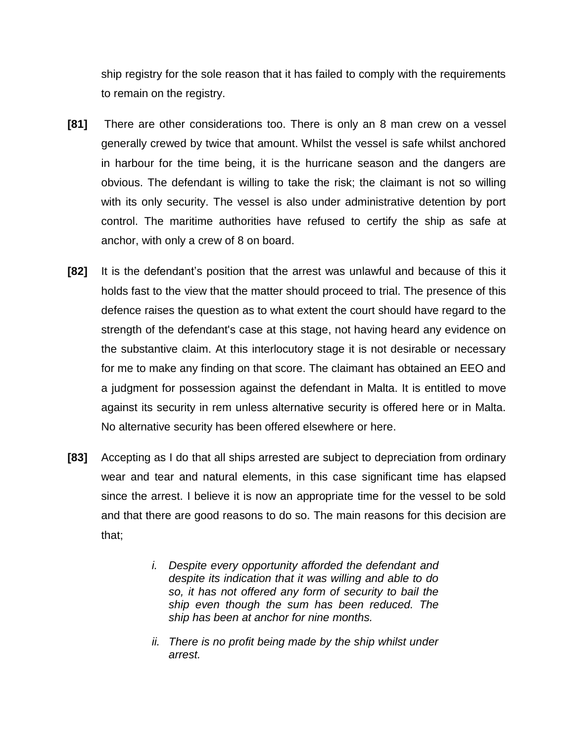ship registry for the sole reason that it has failed to comply with the requirements to remain on the registry.

**[81]** There are other considerations too. There is only an 8 man crew on a vessel generally crewed by twice that amount. Whilst the vessel is safe whilst anchored in harbour for the time being, it is the hurricane season and the dangers are obvious. The defendant is willing to take the risk; the claimant is not so willing with its only security. The vessel is also under administrative detention by port control. The maritime authorities have refused to certify the ship as safe at anchor, with only a crew of 8 on board.

**[82]** It is the defendant's position that the arrest was unlawful and because of this it holds fast to the view that the matter should proceed to trial. The presence of this defence raises the question as to what extent the court should have regard to the strength of the defendant's case at this stage, not having heard any evidence on the substantive claim. At this interlocutory stage it is not desirable or necessary for me to make any finding on that score. The claimant has obtained an EEO and a judgment for possession against the defendant in Malta. It is entitled to move against its security in rem unless alternative security is offered here or in Malta. No alternative security has been offered elsewhere or here.

**[83]** Accepting as I do that all ships arrested are subject to depreciation from ordinary wear and tear and natural elements, in this case significant time has elapsed since the arrest. I believe it is now an appropriate time for the vessel to be sold and that there are good reasons to do so. The main reasons for this decision are that;

> i. *Despite every opportunity afforded the defendant and despite its indication that it was willing and able to do so, it has not offered any form of security to bail the ship even though the sum has been reduced. The ship has been at anchor for nine months.*
>
> ii. *There is no profit being made by the ship whilst under arrest.*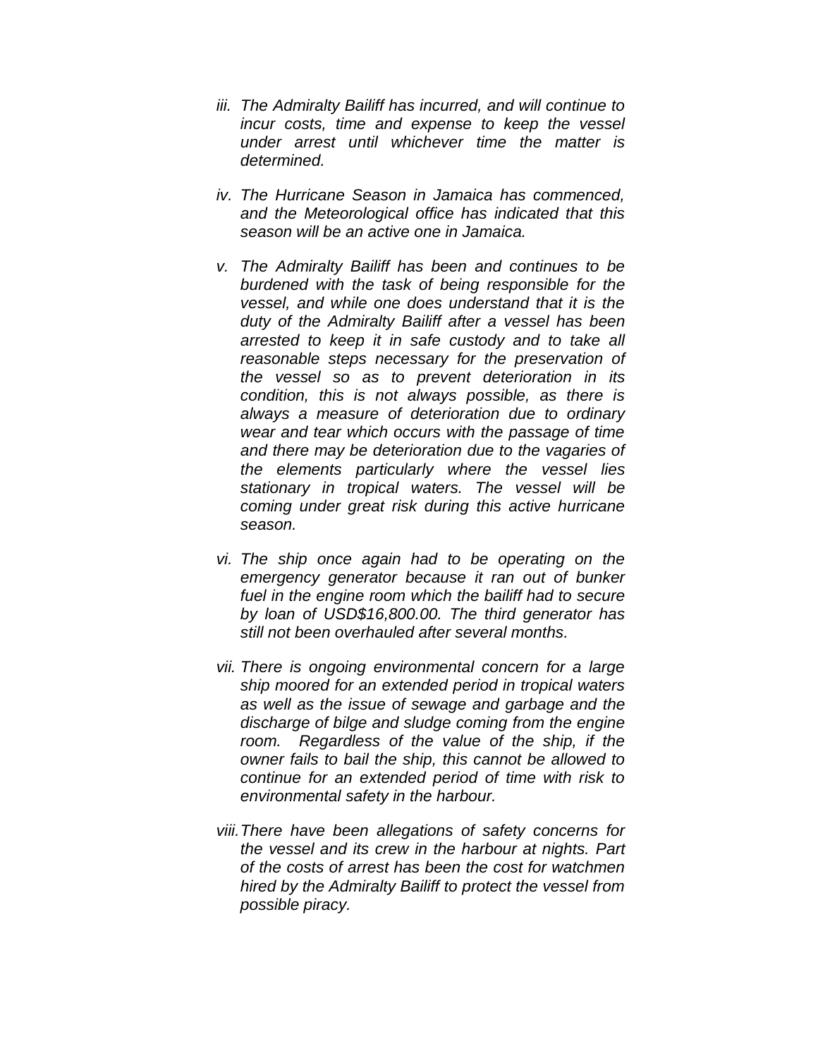- *iii. The Admiralty Bailiff has incurred, and will continue to incur costs, time and expense to keep the vessel under arrest until whichever time the matter is determined.*

- *iv. The Hurricane Season in Jamaica has commenced, and the Meteorological office has indicated that this season will be an active one in Jamaica.*

- *v. The Admiralty Bailiff has been and continues to be burdened with the task of being responsible for the vessel, and while one does understand that it is the duty of the Admiralty Bailiff after a vessel has been arrested to keep it in safe custody and to take all reasonable steps necessary for the preservation of the vessel so as to prevent deterioration in its condition, this is not always possible, as there is always a measure of deterioration due to ordinary wear and tear which occurs with the passage of time and there may be deterioration due to the vagaries of the elements particularly where the vessel lies stationary in tropical waters. The vessel will be coming under great risk during this active hurricane season.*

- *vi. The ship once again had to be operating on the emergency generator because it ran out of bunker fuel in the engine room which the bailiff had to secure by loan of USD$16,800.00. The third generator has still not been overhauled after several months.*

- *vii. There is ongoing environmental concern for a large ship moored for an extended period in tropical waters as well as the issue of sewage and garbage and the discharge of bilge and sludge coming from the engine room. Regardless of the value of the ship, if the owner fails to bail the ship, this cannot be allowed to continue for an extended period of time with risk to environmental safety in the harbour.*

- *viii. There have been allegations of safety concerns for the vessel and its crew in the harbour at nights. Part of the costs of arrest has been the cost for watchmen hired by the Admiralty Bailiff to protect the vessel from possible piracy.*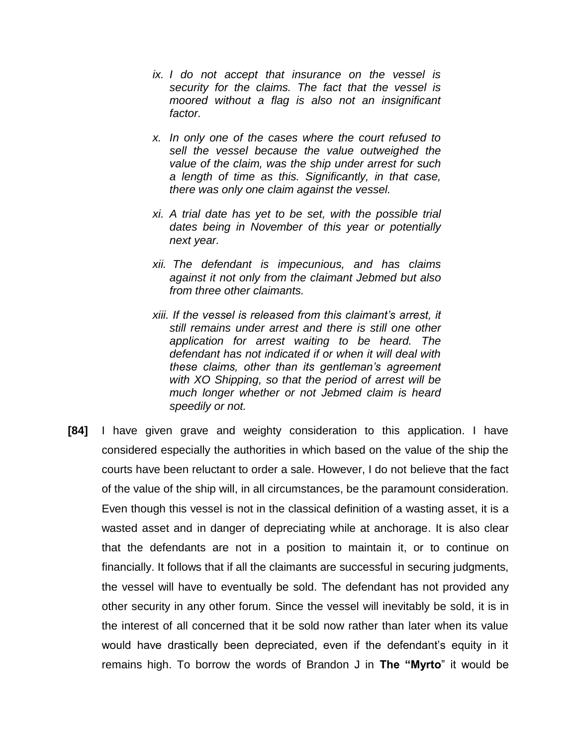*ix. I do not accept that insurance on the vessel is security for the claims. The fact that the vessel is moored without a flag is also not an insignificant factor.*

*x. In only one of the cases where the court refused to sell the vessel because the value outweighed the value of the claim, was the ship under arrest for such a length of time as this. Significantly, in that case, there was only one claim against the vessel.*

*xi. A trial date has yet to be set, with the possible trial dates being in November of this year or potentially next year.*

*xii. The defendant is impecunious, and has claims against it not only from the claimant Jebmed but also from three other claimants.*

*xiii. If the vessel is released from this claimant's arrest, it still remains under arrest and there is still one other application for arrest waiting to be heard. The defendant has not indicated if or when it will deal with these claims, other than its gentleman's agreement with XO Shipping, so that the period of arrest will be much longer whether or not Jebmed claim is heard speedily or not.*

**[84]** I have given grave and weighty consideration to this application. I have considered especially the authorities in which based on the value of the ship the courts have been reluctant to order a sale. However, I do not believe that the fact of the value of the ship will, in all circumstances, be the paramount consideration. Even though this vessel is not in the classical definition of a wasting asset, it is a wasted asset and in danger of depreciating while at anchorage. It is also clear that the defendants are not in a position to maintain it, or to continue on financially. It follows that if all the claimants are successful in securing judgments, the vessel will have to eventually be sold. The defendant has not provided any other security in any other forum. Since the vessel will inevitably be sold, it is in the interest of all concerned that it be sold now rather than later when its value would have drastically been depreciated, even if the defendant's equity in it remains high. To borrow the words of Brandon J in **The "Myrto"** it would be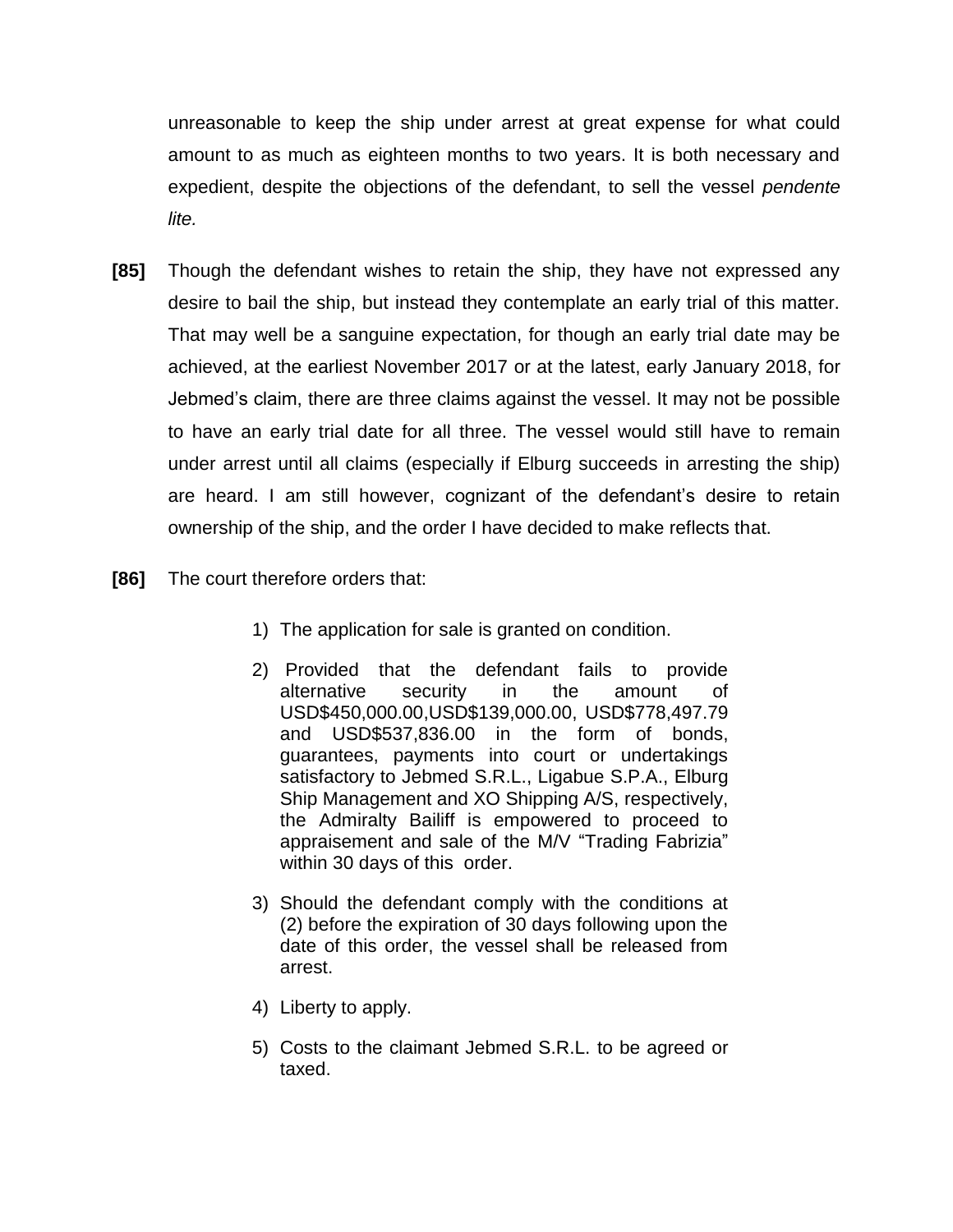unreasonable to keep the ship under arrest at great expense for what could amount to as much as eighteen months to two years. It is both necessary and expedient, despite the objections of the defendant, to sell the vessel *pendente lite.*

**[85]** Though the defendant wishes to retain the ship, they have not expressed any desire to bail the ship, but instead they contemplate an early trial of this matter. That may well be a sanguine expectation, for though an early trial date may be achieved, at the earliest November 2017 or at the latest, early January 2018, for Jebmed's claim, there are three claims against the vessel. It may not be possible to have an early trial date for all three. The vessel would still have to remain under arrest until all claims (especially if Elburg succeeds in arresting the ship) are heard. I am still however, cognizant of the defendant's desire to retain ownership of the ship, and the order I have decided to make reflects that.

**[86]** The court therefore orders that:

1) The application for sale is granted on condition.
2) Provided that the defendant fails to provide alternative security in the amount of USD$450,000.00,USD$139,000.00, USD$778,497.79 and USD$537,836.00 in the form of bonds, guarantees, payments into court or undertakings satisfactory to Jebmed S.R.L., Ligabue S.P.A., Elburg Ship Management and XO Shipping A/S, respectively, the Admiralty Bailiff is empowered to proceed to appraisement and sale of the M/V "Trading Fabrizia" within 30 days of this order.
3) Should the defendant comply with the conditions at (2) before the expiration of 30 days following upon the date of this order, the vessel shall be released from arrest.
4) Liberty to apply.
5) Costs to the claimant Jebmed S.R.L. to be agreed or taxed.